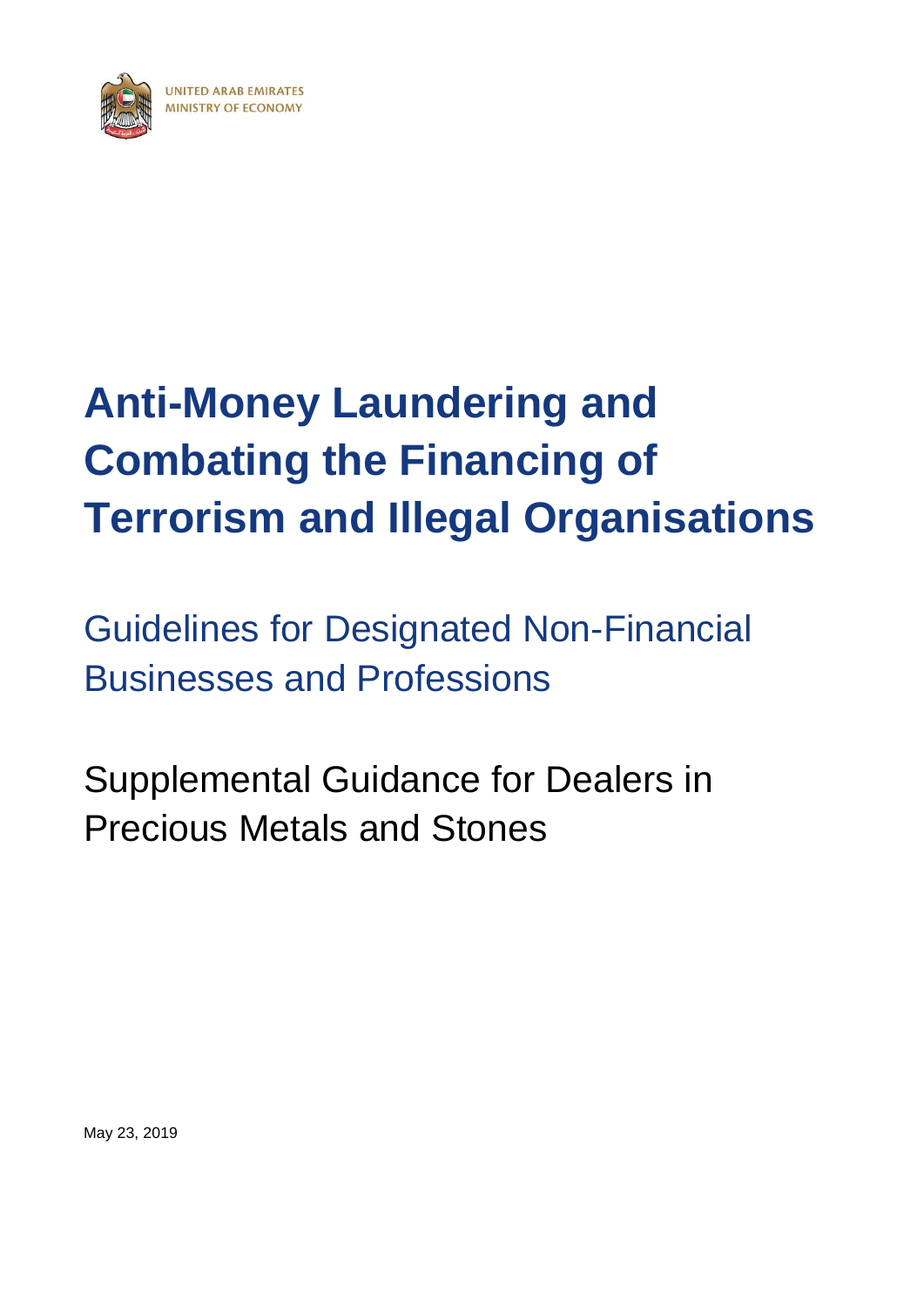UNITED ARAB EMIRATES
MINISTRY OF ECONOMY

# Anti-Money Laundering and Combating the Financing of Terrorism and Illegal Organisations

## Guidelines for Designated Non-Financial Businesses and Professions

## Supplemental Guidance for Dealers in Precious Metals and Stones

May 23, 2019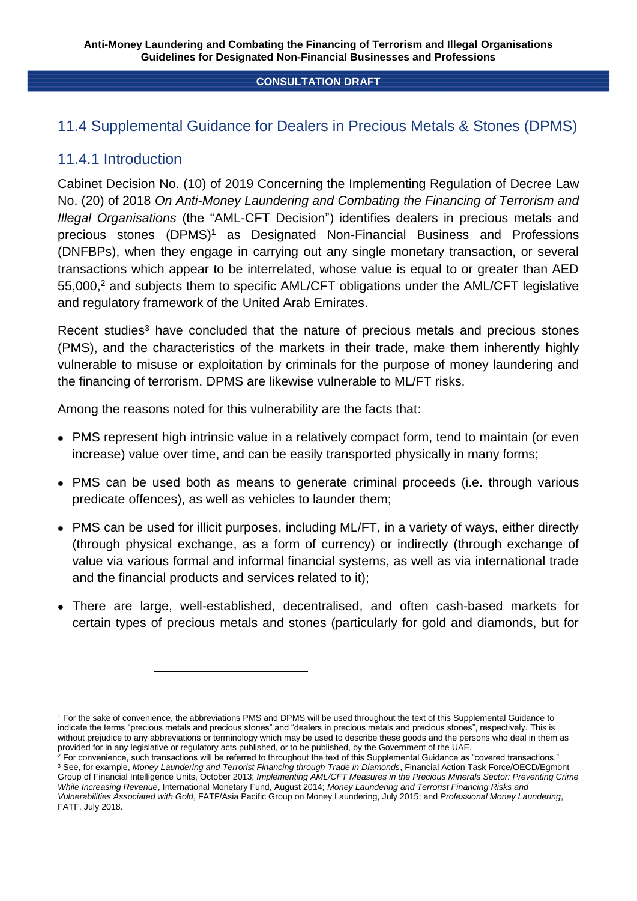## 11.4 Supplemental Guidance for Dealers in Precious Metals & Stones (DPMS)

### 11.4.1 Introduction

Cabinet Decision No. (10) of 2019 Concerning the Implementing Regulation of Decree Law No. (20) of 2018 *On Anti-Money Laundering and Combating the Financing of Terrorism and Illegal Organisations* (the "AML-CFT Decision") identifies dealers in precious metals and precious stones (DPMS)[1] as Designated Non-Financial Business and Professions (DNFBPs), when they engage in carrying out any single monetary transaction, or several transactions which appear to be interrelated, whose value is equal to or greater than AED 55,000,[2] and subjects them to specific AML/CFT obligations under the AML/CFT legislative and regulatory framework of the United Arab Emirates.

Recent studies[3] have concluded that the nature of precious metals and precious stones (PMS), and the characteristics of the markets in their trade, make them inherently highly vulnerable to misuse or exploitation by criminals for the purpose of money laundering and the financing of terrorism. DPMS are likewise vulnerable to ML/FT risks.

Among the reasons noted for this vulnerability are the facts that:

- PMS represent high intrinsic value in a relatively compact form, tend to maintain (or even increase) value over time, and can be easily transported physically in many forms;
- PMS can be used both as means to generate criminal proceeds (i.e. through various predicate offences), as well as vehicles to launder them;
- PMS can be used for illicit purposes, including ML/FT, in a variety of ways, either directly (through physical exchange, as a form of currency) or indirectly (through exchange of value via various formal and informal financial systems, as well as via international trade and the financial products and services related to it);
- There are large, well-established, decentralised, and often cash-based markets for certain types of precious metals and stones (particularly for gold and diamonds, but for

---

[1] For the sake of convenience, the abbreviations PMS and DPMS will be used throughout the text of this Supplemental Guidance to indicate the terms "precious metals and precious stones" and "dealers in precious metals and precious stones", respectively. This is without prejudice to any abbreviations or terminology which may be used to describe these goods and the persons who deal in them as provided for in any legislative or regulatory acts published, or to be published, by the Government of the UAE.

[2] For convenience, such transactions will be referred to throughout the text of this Supplemental Guidance as "covered transactions."

[3] See, for example, *Money Laundering and Terrorist Financing through Trade in Diamonds*, Financial Action Task Force/OECD/Egmont Group of Financial Intelligence Units, October 2013; *Implementing AML/CFT Measures in the Precious Minerals Sector: Preventing Crime While Increasing Revenue*, International Monetary Fund, August 2014; *Money Laundering and Terrorist Financing Risks and Vulnerabilities Associated with Gold*, FATF/Asia Pacific Group on Money Laundering, July 2015; and *Professional Money Laundering*, FATF, July 2018.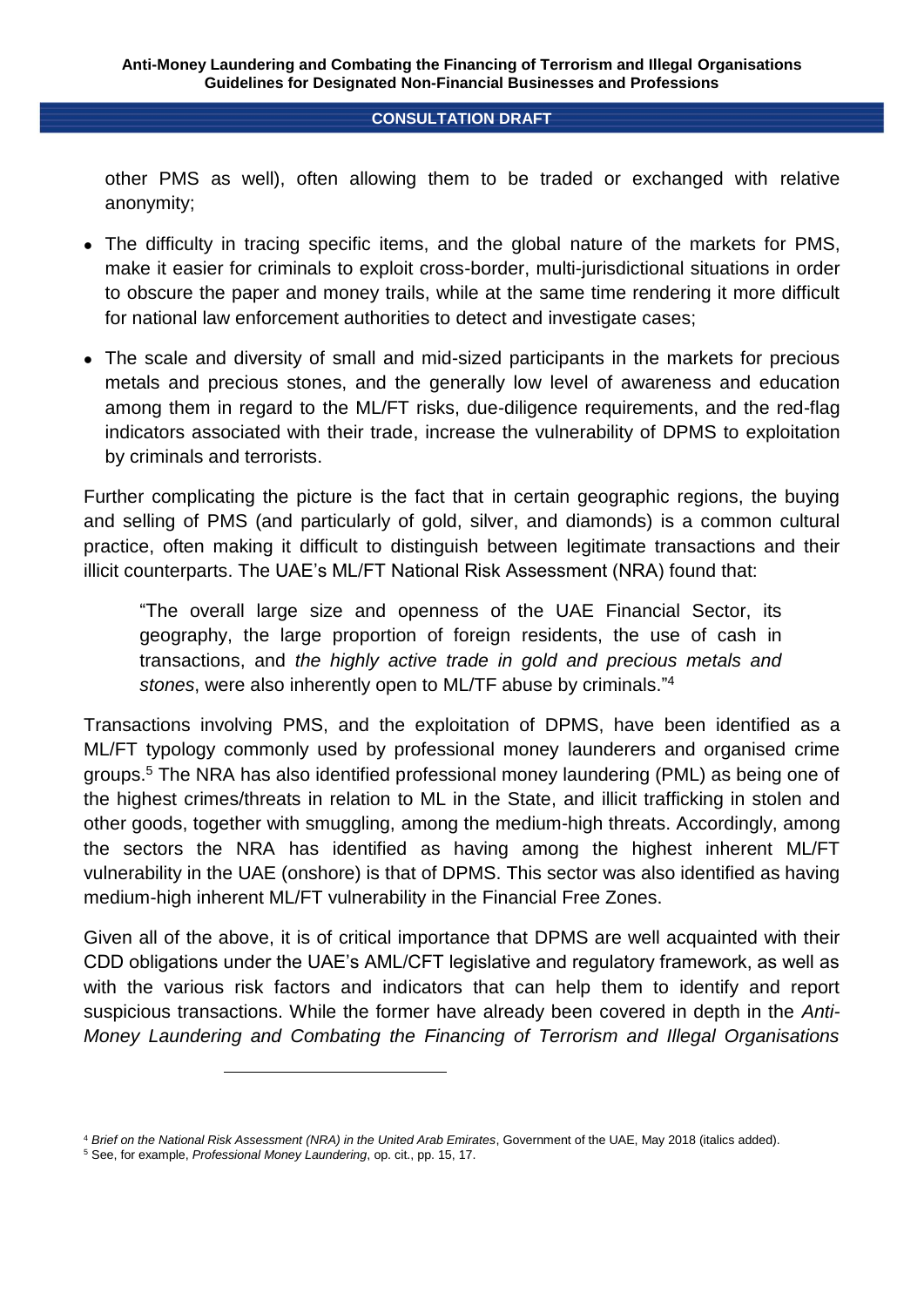other PMS as well), often allowing them to be traded or exchanged with relative anonymity;

- The difficulty in tracing specific items, and the global nature of the markets for PMS, make it easier for criminals to exploit cross-border, multi-jurisdictional situations in order to obscure the paper and money trails, while at the same time rendering it more difficult for national law enforcement authorities to detect and investigate cases;
- The scale and diversity of small and mid-sized participants in the markets for precious metals and precious stones, and the generally low level of awareness and education among them in regard to the ML/FT risks, due-diligence requirements, and the red-flag indicators associated with their trade, increase the vulnerability of DPMS to exploitation by criminals and terrorists.

Further complicating the picture is the fact that in certain geographic regions, the buying and selling of PMS (and particularly of gold, silver, and diamonds) is a common cultural practice, often making it difficult to distinguish between legitimate transactions and their illicit counterparts. The UAE's ML/FT National Risk Assessment (NRA) found that:

> "The overall large size and openness of the UAE Financial Sector, its geography, the large proportion of foreign residents, the use of cash in transactions, and *the highly active trade in gold and precious metals and stones*, were also inherently open to ML/TF abuse by criminals."[4]

Transactions involving PMS, and the exploitation of DPMS, have been identified as a ML/FT typology commonly used by professional money launderers and organised crime groups.[5] The NRA has also identified professional money laundering (PML) as being one of the highest crimes/threats in relation to ML in the State, and illicit trafficking in stolen and other goods, together with smuggling, among the medium-high threats. Accordingly, among the sectors the NRA has identified as having among the highest inherent ML/FT vulnerability in the UAE (onshore) is that of DPMS. This sector was also identified as having medium-high inherent ML/FT vulnerability in the Financial Free Zones.

Given all of the above, it is of critical importance that DPMS are well acquainted with their CDD obligations under the UAE's AML/CFT legislative and regulatory framework, as well as with the various risk factors and indicators that can help them to identify and report suspicious transactions. While the former have already been covered in depth in the *Anti-Money Laundering and Combating the Financing of Terrorism and Illegal Organisations*

---

[4] *Brief on the National Risk Assessment (NRA) in the United Arab Emirates*, Government of the UAE, May 2018 (italics added).

[5] See, for example, *Professional Money Laundering*, op. cit., pp. 15, 17.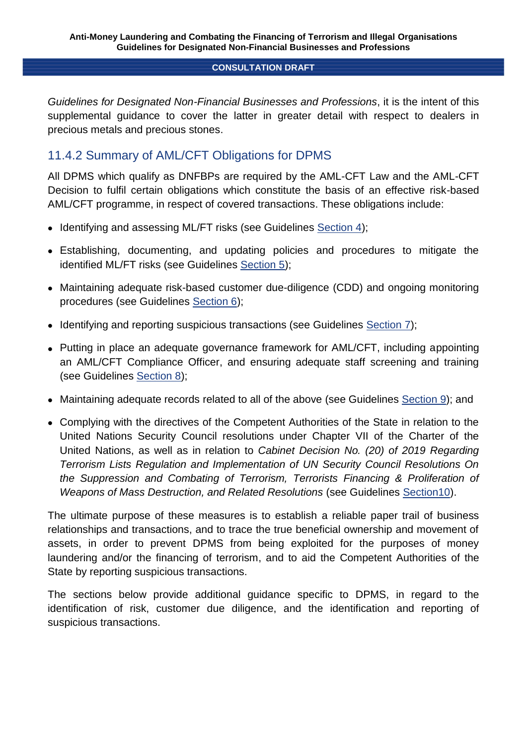*Guidelines for Designated Non-Financial Businesses and Professions*, it is the intent of this supplemental guidance to cover the latter in greater detail with respect to dealers in precious metals and precious stones.

### 11.4.2 Summary of AML/CFT Obligations for DPMS

All DPMS which qualify as DNFBPs are required by the AML-CFT Law and the AML-CFT Decision to fulfil certain obligations which constitute the basis of an effective risk-based AML/CFT programme, in respect of covered transactions. These obligations include:

- Identifying and assessing ML/FT risks (see Guidelines Section 4);
- Establishing, documenting, and updating policies and procedures to mitigate the identified ML/FT risks (see Guidelines Section 5);
- Maintaining adequate risk-based customer due-diligence (CDD) and ongoing monitoring procedures (see Guidelines Section 6);
- Identifying and reporting suspicious transactions (see Guidelines Section 7);
- Putting in place an adequate governance framework for AML/CFT, including appointing an AML/CFT Compliance Officer, and ensuring adequate staff screening and training (see Guidelines Section 8);
- Maintaining adequate records related to all of the above (see Guidelines Section 9); and
- Complying with the directives of the Competent Authorities of the State in relation to the United Nations Security Council resolutions under Chapter VII of the Charter of the United Nations, as well as in relation to *Cabinet Decision No. (20) of 2019 Regarding Terrorism Lists Regulation and Implementation of UN Security Council Resolutions On the Suppression and Combating of Terrorism, Terrorists Financing & Proliferation of Weapons of Mass Destruction, and Related Resolutions* (see Guidelines Section10).

The ultimate purpose of these measures is to establish a reliable paper trail of business relationships and transactions, and to trace the true beneficial ownership and movement of assets, in order to prevent DPMS from being exploited for the purposes of money laundering and/or the financing of terrorism, and to aid the Competent Authorities of the State by reporting suspicious transactions.

The sections below provide additional guidance specific to DPMS, in regard to the identification of risk, customer due diligence, and the identification and reporting of suspicious transactions.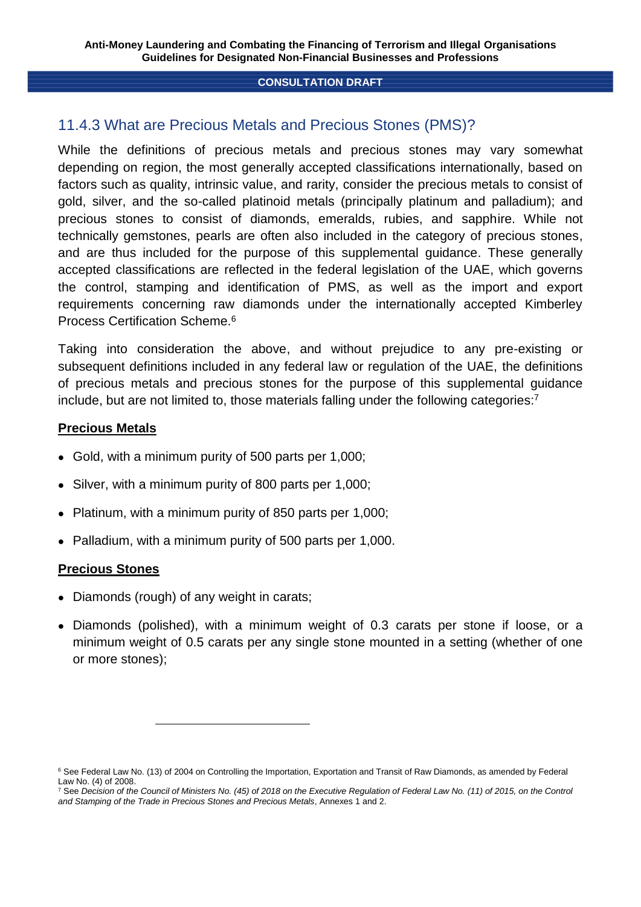## 11.4.3 What are Precious Metals and Precious Stones (PMS)?

While the definitions of precious metals and precious stones may vary somewhat depending on region, the most generally accepted classifications internationally, based on factors such as quality, intrinsic value, and rarity, consider the precious metals to consist of gold, silver, and the so-called platinoid metals (principally platinum and palladium); and precious stones to consist of diamonds, emeralds, rubies, and sapphire. While not technically gemstones, pearls are often also included in the category of precious stones, and are thus included for the purpose of this supplemental guidance. These generally accepted classifications are reflected in the federal legislation of the UAE, which governs the control, stamping and identification of PMS, as well as the import and export requirements concerning raw diamonds under the internationally accepted Kimberley Process Certification Scheme.[6]

Taking into consideration the above, and without prejudice to any pre-existing or subsequent definitions included in any federal law or regulation of the UAE, the definitions of precious metals and precious stones for the purpose of this supplemental guidance include, but are not limited to, those materials falling under the following categories:[7]

**Precious Metals**

- Gold, with a minimum purity of 500 parts per 1,000;
- Silver, with a minimum purity of 800 parts per 1,000;
- Platinum, with a minimum purity of 850 parts per 1,000;
- Palladium, with a minimum purity of 500 parts per 1,000.

**Precious Stones**

- Diamonds (rough) of any weight in carats;
- Diamonds (polished), with a minimum weight of 0.3 carats per stone if loose, or a minimum weight of 0.5 carats per any single stone mounted in a setting (whether of one or more stones);

---

[6] See Federal Law No. (13) of 2004 on Controlling the Importation, Exportation and Transit of Raw Diamonds, as amended by Federal Law No. (4) of 2008.

[7] See *Decision of the Council of Ministers No. (45) of 2018 on the Executive Regulation of Federal Law No. (11) of 2015, on the Control and Stamping of the Trade in Precious Stones and Precious Metals*, Annexes 1 and 2.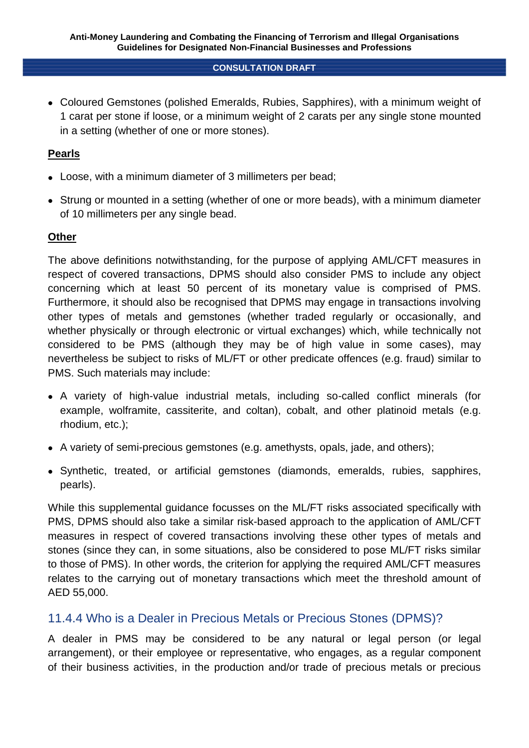- Coloured Gemstones (polished Emeralds, Rubies, Sapphires), with a minimum weight of 1 carat per stone if loose, or a minimum weight of 2 carats per any single stone mounted in a setting (whether of one or more stones).

**Pearls**

- Loose, with a minimum diameter of 3 millimeters per bead;
- Strung or mounted in a setting (whether of one or more beads), with a minimum diameter of 10 millimeters per any single bead.

**Other**

The above definitions notwithstanding, for the purpose of applying AML/CFT measures in respect of covered transactions, DPMS should also consider PMS to include any object concerning which at least 50 percent of its monetary value is comprised of PMS. Furthermore, it should also be recognised that DPMS may engage in transactions involving other types of metals and gemstones (whether traded regularly or occasionally, and whether physically or through electronic or virtual exchanges) which, while technically not considered to be PMS (although they may be of high value in some cases), may nevertheless be subject to risks of ML/FT or other predicate offences (e.g. fraud) similar to PMS. Such materials may include:

- A variety of high-value industrial metals, including so-called conflict minerals (for example, wolframite, cassiterite, and coltan), cobalt, and other platinoid metals (e.g. rhodium, etc.);
- A variety of semi-precious gemstones (e.g. amethysts, opals, jade, and others);
- Synthetic, treated, or artificial gemstones (diamonds, emeralds, rubies, sapphires, pearls).

While this supplemental guidance focusses on the ML/FT risks associated specifically with PMS, DPMS should also take a similar risk-based approach to the application of AML/CFT measures in respect of covered transactions involving these other types of metals and stones (since they can, in some situations, also be considered to pose ML/FT risks similar to those of PMS). In other words, the criterion for applying the required AML/CFT measures relates to the carrying out of monetary transactions which meet the threshold amount of AED 55,000.

### 11.4.4 Who is a Dealer in Precious Metals or Precious Stones (DPMS)?

A dealer in PMS may be considered to be any natural or legal person (or legal arrangement), or their employee or representative, who engages, as a regular component of their business activities, in the production and/or trade of precious metals or precious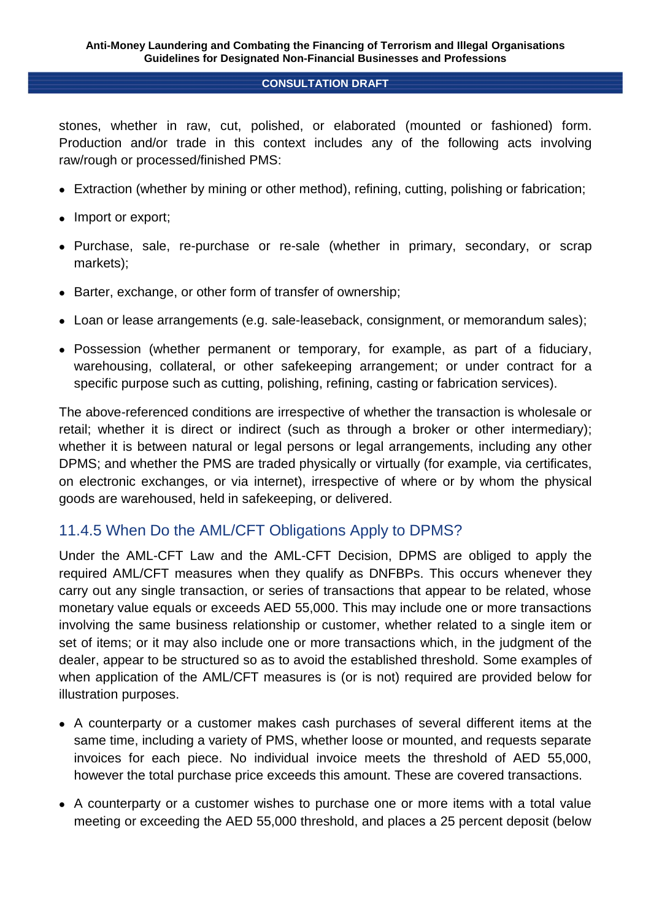stones, whether in raw, cut, polished, or elaborated (mounted or fashioned) form. Production and/or trade in this context includes any of the following acts involving raw/rough or processed/finished PMS:

- Extraction (whether by mining or other method), refining, cutting, polishing or fabrication;
- Import or export;
- Purchase, sale, re-purchase or re-sale (whether in primary, secondary, or scrap markets);
- Barter, exchange, or other form of transfer of ownership;
- Loan or lease arrangements (e.g. sale-leaseback, consignment, or memorandum sales);
- Possession (whether permanent or temporary, for example, as part of a fiduciary, warehousing, collateral, or other safekeeping arrangement; or under contract for a specific purpose such as cutting, polishing, refining, casting or fabrication services).

The above-referenced conditions are irrespective of whether the transaction is wholesale or retail; whether it is direct or indirect (such as through a broker or other intermediary); whether it is between natural or legal persons or legal arrangements, including any other DPMS; and whether the PMS are traded physically or virtually (for example, via certificates, on electronic exchanges, or via internet), irrespective of where or by whom the physical goods are warehoused, held in safekeeping, or delivered.

### 11.4.5 When Do the AML/CFT Obligations Apply to DPMS?

Under the AML-CFT Law and the AML-CFT Decision, DPMS are obliged to apply the required AML/CFT measures when they qualify as DNFBPs. This occurs whenever they carry out any single transaction, or series of transactions that appear to be related, whose monetary value equals or exceeds AED 55,000. This may include one or more transactions involving the same business relationship or customer, whether related to a single item or set of items; or it may also include one or more transactions which, in the judgment of the dealer, appear to be structured so as to avoid the established threshold. Some examples of when application of the AML/CFT measures is (or is not) required are provided below for illustration purposes.

- A counterparty or a customer makes cash purchases of several different items at the same time, including a variety of PMS, whether loose or mounted, and requests separate invoices for each piece. No individual invoice meets the threshold of AED 55,000, however the total purchase price exceeds this amount. These are covered transactions.
- A counterparty or a customer wishes to purchase one or more items with a total value meeting or exceeding the AED 55,000 threshold, and places a 25 percent deposit (below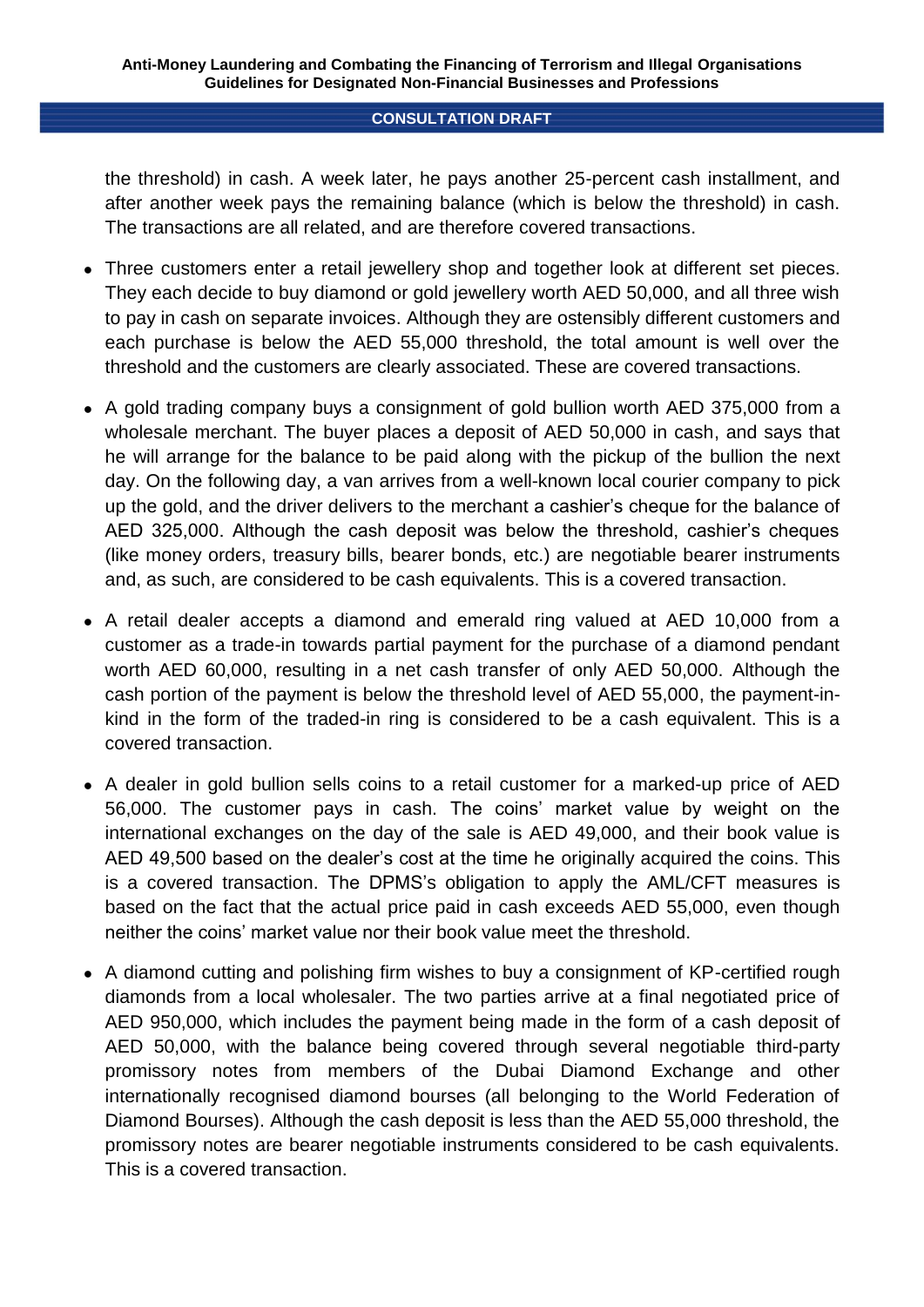the threshold) in cash. A week later, he pays another 25-percent cash installment, and after another week pays the remaining balance (which is below the threshold) in cash. The transactions are all related, and are therefore covered transactions.

- Three customers enter a retail jewellery shop and together look at different set pieces. They each decide to buy diamond or gold jewellery worth AED 50,000, and all three wish to pay in cash on separate invoices. Although they are ostensibly different customers and each purchase is below the AED 55,000 threshold, the total amount is well over the threshold and the customers are clearly associated. These are covered transactions.

- A gold trading company buys a consignment of gold bullion worth AED 375,000 from a wholesale merchant. The buyer places a deposit of AED 50,000 in cash, and says that he will arrange for the balance to be paid along with the pickup of the bullion the next day. On the following day, a van arrives from a well-known local courier company to pick up the gold, and the driver delivers to the merchant a cashier's cheque for the balance of AED 325,000. Although the cash deposit was below the threshold, cashier's cheques (like money orders, treasury bills, bearer bonds, etc.) are negotiable bearer instruments and, as such, are considered to be cash equivalents. This is a covered transaction.

- A retail dealer accepts a diamond and emerald ring valued at AED 10,000 from a customer as a trade-in towards partial payment for the purchase of a diamond pendant worth AED 60,000, resulting in a net cash transfer of only AED 50,000. Although the cash portion of the payment is below the threshold level of AED 55,000, the payment-in-kind in the form of the traded-in ring is considered to be a cash equivalent. This is a covered transaction.

- A dealer in gold bullion sells coins to a retail customer for a marked-up price of AED 56,000. The customer pays in cash. The coins' market value by weight on the international exchanges on the day of the sale is AED 49,000, and their book value is AED 49,500 based on the dealer's cost at the time he originally acquired the coins. This is a covered transaction. The DPMS's obligation to apply the AML/CFT measures is based on the fact that the actual price paid in cash exceeds AED 55,000, even though neither the coins' market value nor their book value meet the threshold.

- A diamond cutting and polishing firm wishes to buy a consignment of KP-certified rough diamonds from a local wholesaler. The two parties arrive at a final negotiated price of AED 950,000, which includes the payment being made in the form of a cash deposit of AED 50,000, with the balance being covered through several negotiable third-party promissory notes from members of the Dubai Diamond Exchange and other internationally recognised diamond bourses (all belonging to the World Federation of Diamond Bourses). Although the cash deposit is less than the AED 55,000 threshold, the promissory notes are bearer negotiable instruments considered to be cash equivalents. This is a covered transaction.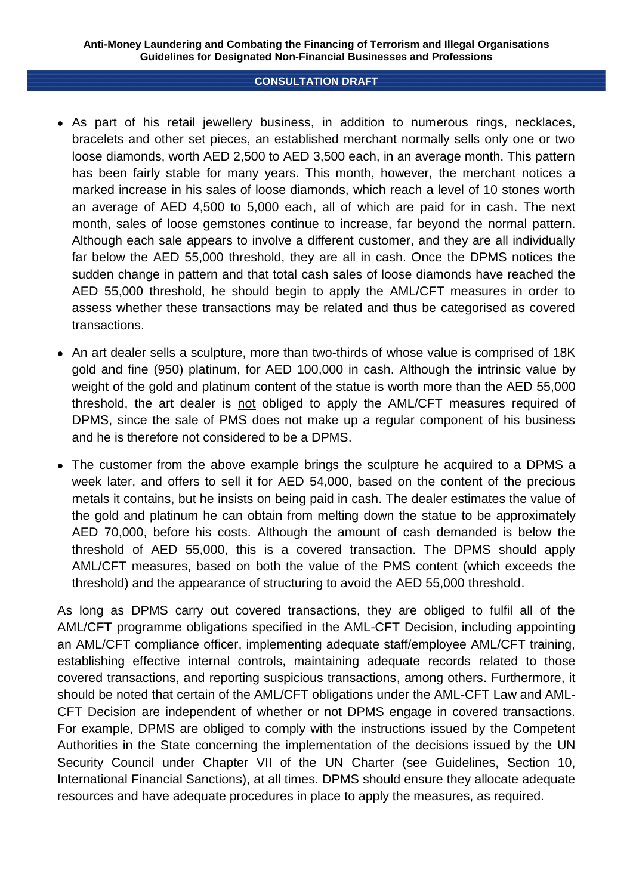- As part of his retail jewellery business, in addition to numerous rings, necklaces, bracelets and other set pieces, an established merchant normally sells only one or two loose diamonds, worth AED 2,500 to AED 3,500 each, in an average month. This pattern has been fairly stable for many years. This month, however, the merchant notices a marked increase in his sales of loose diamonds, which reach a level of 10 stones worth an average of AED 4,500 to 5,000 each, all of which are paid for in cash. The next month, sales of loose gemstones continue to increase, far beyond the normal pattern. Although each sale appears to involve a different customer, and they are all individually far below the AED 55,000 threshold, they are all in cash. Once the DPMS notices the sudden change in pattern and that total cash sales of loose diamonds have reached the AED 55,000 threshold, he should begin to apply the AML/CFT measures in order to assess whether these transactions may be related and thus be categorised as covered transactions.
- An art dealer sells a sculpture, more than two-thirds of whose value is comprised of 18K gold and fine (950) platinum, for AED 100,000 in cash. Although the intrinsic value by weight of the gold and platinum content of the statue is worth more than the AED 55,000 threshold, the art dealer is not obliged to apply the AML/CFT measures required of DPMS, since the sale of PMS does not make up a regular component of his business and he is therefore not considered to be a DPMS.
- The customer from the above example brings the sculpture he acquired to a DPMS a week later, and offers to sell it for AED 54,000, based on the content of the precious metals it contains, but he insists on being paid in cash. The dealer estimates the value of the gold and platinum he can obtain from melting down the statue to be approximately AED 70,000, before his costs. Although the amount of cash demanded is below the threshold of AED 55,000, this is a covered transaction. The DPMS should apply AML/CFT measures, based on both the value of the PMS content (which exceeds the threshold) and the appearance of structuring to avoid the AED 55,000 threshold.

As long as DPMS carry out covered transactions, they are obliged to fulfil all of the AML/CFT programme obligations specified in the AML-CFT Decision, including appointing an AML/CFT compliance officer, implementing adequate staff/employee AML/CFT training, establishing effective internal controls, maintaining adequate records related to those covered transactions, and reporting suspicious transactions, among others. Furthermore, it should be noted that certain of the AML/CFT obligations under the AML-CFT Law and AML-CFT Decision are independent of whether or not DPMS engage in covered transactions. For example, DPMS are obliged to comply with the instructions issued by the Competent Authorities in the State concerning the implementation of the decisions issued by the UN Security Council under Chapter VII of the UN Charter (see Guidelines, Section 10, International Financial Sanctions), at all times. DPMS should ensure they allocate adequate resources and have adequate procedures in place to apply the measures, as required.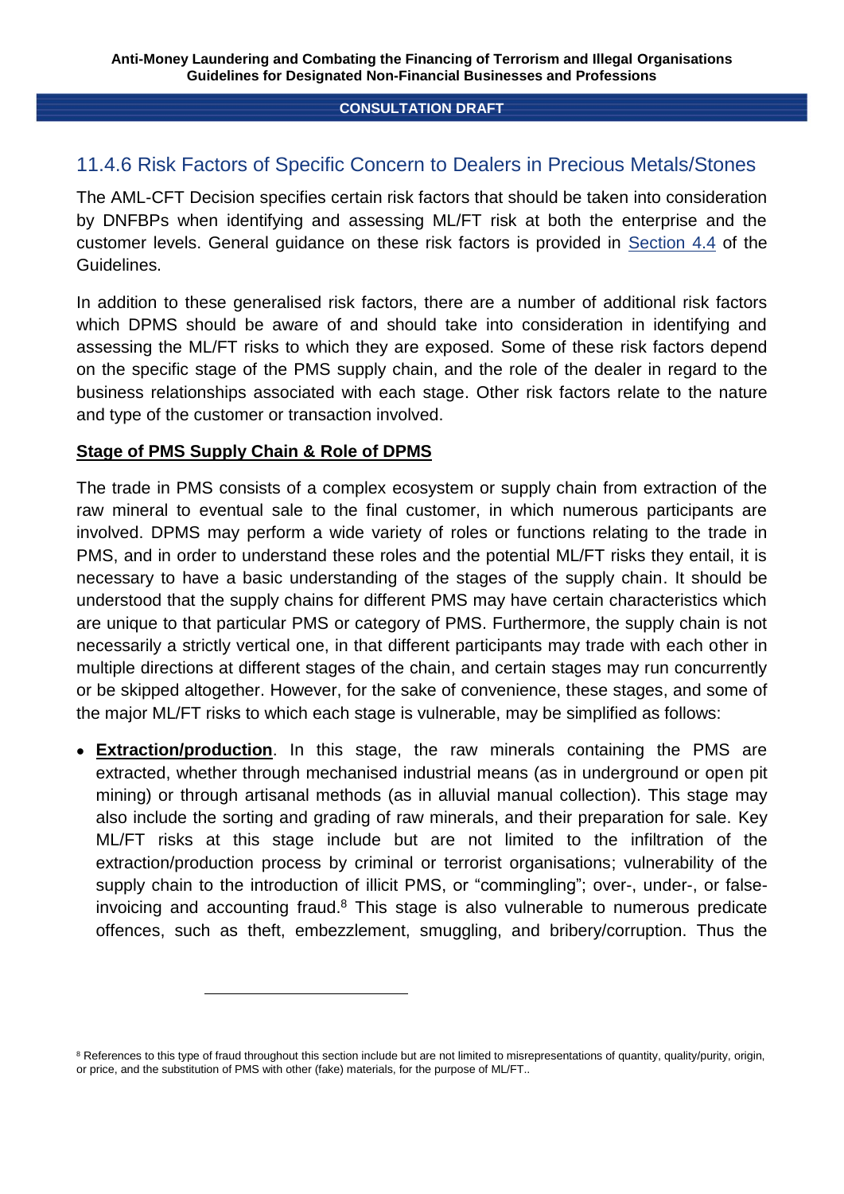## 11.4.6 Risk Factors of Specific Concern to Dealers in Precious Metals/Stones

The AML-CFT Decision specifies certain risk factors that should be taken into consideration by DNFBPs when identifying and assessing ML/FT risk at both the enterprise and the customer levels. General guidance on these risk factors is provided in Section 4.4 of the Guidelines.

In addition to these generalised risk factors, there are a number of additional risk factors which DPMS should be aware of and should take into consideration in identifying and assessing the ML/FT risks to which they are exposed. Some of these risk factors depend on the specific stage of the PMS supply chain, and the role of the dealer in regard to the business relationships associated with each stage. Other risk factors relate to the nature and type of the customer or transaction involved.

**Stage of PMS Supply Chain & Role of DPMS**

The trade in PMS consists of a complex ecosystem or supply chain from extraction of the raw mineral to eventual sale to the final customer, in which numerous participants are involved. DPMS may perform a wide variety of roles or functions relating to the trade in PMS, and in order to understand these roles and the potential ML/FT risks they entail, it is necessary to have a basic understanding of the stages of the supply chain. It should be understood that the supply chains for different PMS may have certain characteristics which are unique to that particular PMS or category of PMS. Furthermore, the supply chain is not necessarily a strictly vertical one, in that different participants may trade with each other in multiple directions at different stages of the chain, and certain stages may run concurrently or be skipped altogether. However, for the sake of convenience, these stages, and some of the major ML/FT risks to which each stage is vulnerable, may be simplified as follows:

- **Extraction/production**. In this stage, the raw minerals containing the PMS are extracted, whether through mechanised industrial means (as in underground or open pit mining) or through artisanal methods (as in alluvial manual collection). This stage may also include the sorting and grading of raw minerals, and their preparation for sale. Key ML/FT risks at this stage include but are not limited to the infiltration of the extraction/production process by criminal or terrorist organisations; vulnerability of the supply chain to the introduction of illicit PMS, or "commingling"; over-, under-, or false-invoicing and accounting fraud.[8] This stage is also vulnerable to numerous predicate offences, such as theft, embezzlement, smuggling, and bribery/corruption. Thus the

[8] References to this type of fraud throughout this section include but are not limited to misrepresentations of quantity, quality/purity, origin, or price, and the substitution of PMS with other (fake) materials, for the purpose of ML/FT..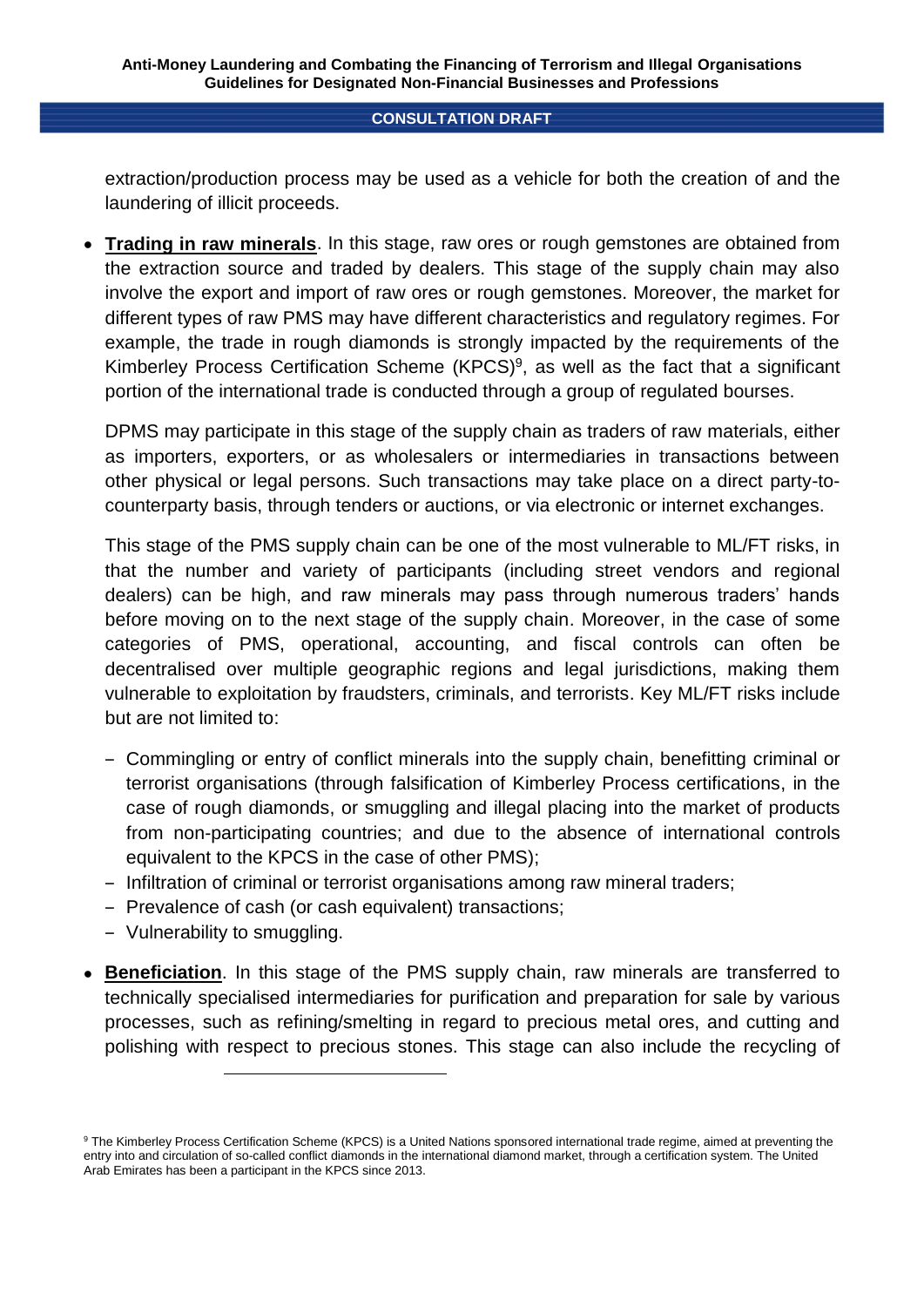extraction/production process may be used as a vehicle for both the creation of and the laundering of illicit proceeds.

- **Trading in raw minerals**. In this stage, raw ores or rough gemstones are obtained from the extraction source and traded by dealers. This stage of the supply chain may also involve the export and import of raw ores or rough gemstones. Moreover, the market for different types of raw PMS may have different characteristics and regulatory regimes. For example, the trade in rough diamonds is strongly impacted by the requirements of the Kimberley Process Certification Scheme (KPCS)[9], as well as the fact that a significant portion of the international trade is conducted through a group of regulated bourses.

  DPMS may participate in this stage of the supply chain as traders of raw materials, either as importers, exporters, or as wholesalers or intermediaries in transactions between other physical or legal persons. Such transactions may take place on a direct party-to-counterparty basis, through tenders or auctions, or via electronic or internet exchanges.

  This stage of the PMS supply chain can be one of the most vulnerable to ML/FT risks, in that the number and variety of participants (including street vendors and regional dealers) can be high, and raw minerals may pass through numerous traders' hands before moving on to the next stage of the supply chain. Moreover, in the case of some categories of PMS, operational, accounting, and fiscal controls can often be decentralised over multiple geographic regions and legal jurisdictions, making them vulnerable to exploitation by fraudsters, criminals, and terrorists. Key ML/FT risks include but are not limited to:

  - Commingling or entry of conflict minerals into the supply chain, benefitting criminal or terrorist organisations (through falsification of Kimberley Process certifications, in the case of rough diamonds, or smuggling and illegal placing into the market of products from non-participating countries; and due to the absence of international controls equivalent to the KPCS in the case of other PMS);
  - Infiltration of criminal or terrorist organisations among raw mineral traders;
  - Prevalence of cash (or cash equivalent) transactions;
  - Vulnerability to smuggling.

- **Beneficiation**. In this stage of the PMS supply chain, raw minerals are transferred to technically specialised intermediaries for purification and preparation for sale by various processes, such as refining/smelting in regard to precious metal ores, and cutting and polishing with respect to precious stones. This stage can also include the recycling of

---

[9] The Kimberley Process Certification Scheme (KPCS) is a United Nations sponsored international trade regime, aimed at preventing the entry into and circulation of so-called conflict diamonds in the international diamond market, through a certification system. The United Arab Emirates has been a participant in the KPCS since 2013.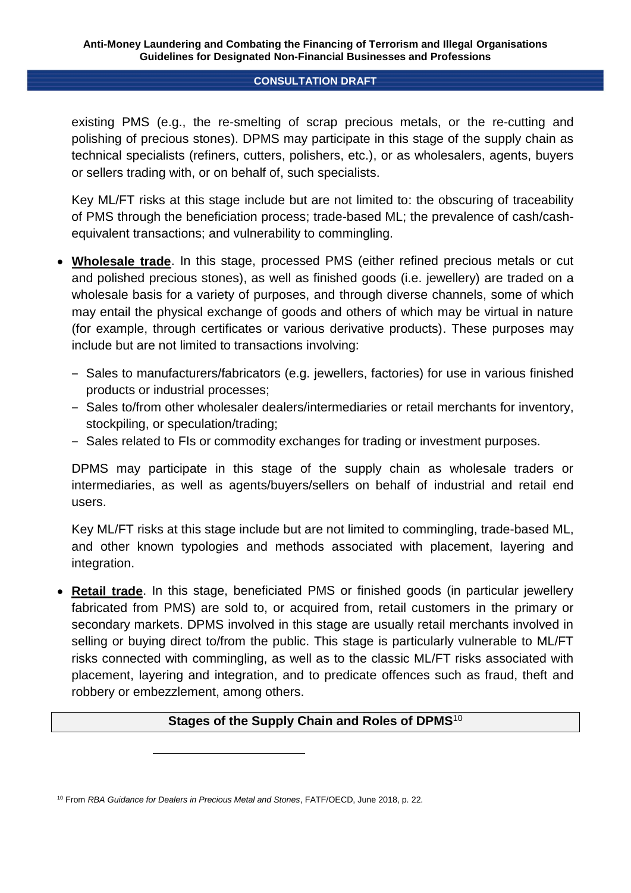existing PMS (e.g., the re-smelting of scrap precious metals, or the re-cutting and polishing of precious stones). DPMS may participate in this stage of the supply chain as technical specialists (refiners, cutters, polishers, etc.), or as wholesalers, agents, buyers or sellers trading with, or on behalf of, such specialists.

Key ML/FT risks at this stage include but are not limited to: the obscuring of traceability of PMS through the beneficiation process; trade-based ML; the prevalence of cash/cash-equivalent transactions; and vulnerability to commingling.

- **Wholesale trade**. In this stage, processed PMS (either refined precious metals or cut and polished precious stones), as well as finished goods (i.e. jewellery) are traded on a wholesale basis for a variety of purposes, and through diverse channels, some of which may entail the physical exchange of goods and others of which may be virtual in nature (for example, through certificates or various derivative products). These purposes may include but are not limited to transactions involving:
  - Sales to manufacturers/fabricators (e.g. jewellers, factories) for use in various finished products or industrial processes;
  - Sales to/from other wholesaler dealers/intermediaries or retail merchants for inventory, stockpiling, or speculation/trading;
  - Sales related to FIs or commodity exchanges for trading or investment purposes.

  DPMS may participate in this stage of the supply chain as wholesale traders or intermediaries, as well as agents/buyers/sellers on behalf of industrial and retail end users.

  Key ML/FT risks at this stage include but are not limited to commingling, trade-based ML, and other known typologies and methods associated with placement, layering and integration.

- **Retail trade**. In this stage, beneficiated PMS or finished goods (in particular jewellery fabricated from PMS) are sold to, or acquired from, retail customers in the primary or secondary markets. DPMS involved in this stage are usually retail merchants involved in selling or buying direct to/from the public. This stage is particularly vulnerable to ML/FT risks connected with commingling, as well as to the classic ML/FT risks associated with placement, layering and integration, and to predicate offences such as fraud, theft and robbery or embezzlement, among others.

**Stages of the Supply Chain and Roles of DPMS**[10]

[10] From *RBA Guidance for Dealers in Precious Metal and Stones*, FATF/OECD, June 2018, p. 22.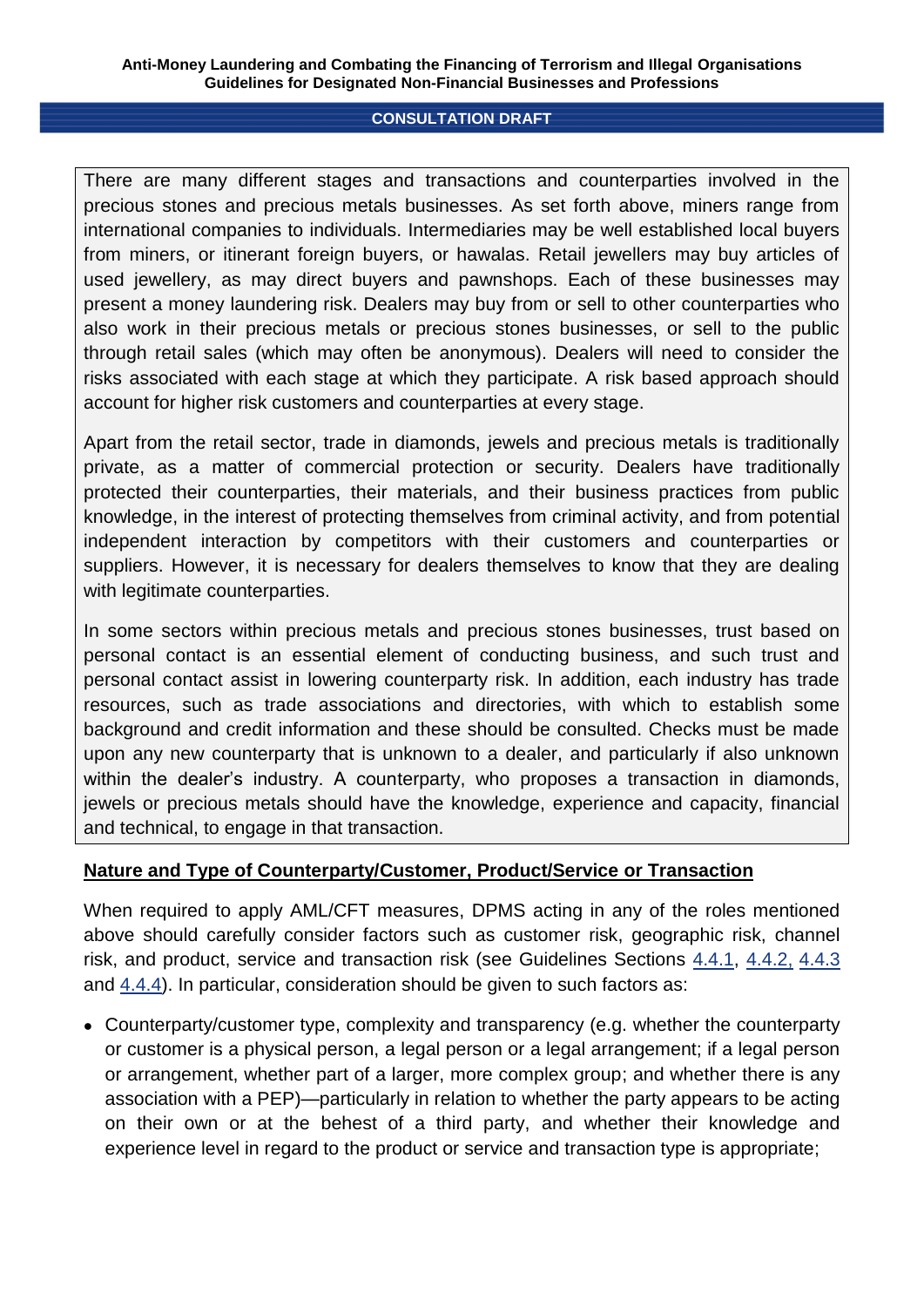There are many different stages and transactions and counterparties involved in the precious stones and precious metals businesses. As set forth above, miners range from international companies to individuals. Intermediaries may be well established local buyers from miners, or itinerant foreign buyers, or hawalas. Retail jewellers may buy articles of used jewellery, as may direct buyers and pawnshops. Each of these businesses may present a money laundering risk. Dealers may buy from or sell to other counterparties who also work in their precious metals or precious stones businesses, or sell to the public through retail sales (which may often be anonymous). Dealers will need to consider the risks associated with each stage at which they participate. A risk based approach should account for higher risk customers and counterparties at every stage.

Apart from the retail sector, trade in diamonds, jewels and precious metals is traditionally private, as a matter of commercial protection or security. Dealers have traditionally protected their counterparties, their materials, and their business practices from public knowledge, in the interest of protecting themselves from criminal activity, and from potential independent interaction by competitors with their customers and counterparties or suppliers. However, it is necessary for dealers themselves to know that they are dealing with legitimate counterparties.

In some sectors within precious metals and precious stones businesses, trust based on personal contact is an essential element of conducting business, and such trust and personal contact assist in lowering counterparty risk. In addition, each industry has trade resources, such as trade associations and directories, with which to establish some background and credit information and these should be consulted. Checks must be made upon any new counterparty that is unknown to a dealer, and particularly if also unknown within the dealer's industry. A counterparty, who proposes a transaction in diamonds, jewels or precious metals should have the knowledge, experience and capacity, financial and technical, to engage in that transaction.

## Nature and Type of Counterparty/Customer, Product/Service or Transaction

When required to apply AML/CFT measures, DPMS acting in any of the roles mentioned above should carefully consider factors such as customer risk, geographic risk, channel risk, and product, service and transaction risk (see Guidelines Sections 4.4.1, 4.4.2, 4.4.3 and 4.4.4). In particular, consideration should be given to such factors as:

- Counterparty/customer type, complexity and transparency (e.g. whether the counterparty or customer is a physical person, a legal person or a legal arrangement; if a legal person or arrangement, whether part of a larger, more complex group; and whether there is any association with a PEP)—particularly in relation to whether the party appears to be acting on their own or at the behest of a third party, and whether their knowledge and experience level in regard to the product or service and transaction type is appropriate;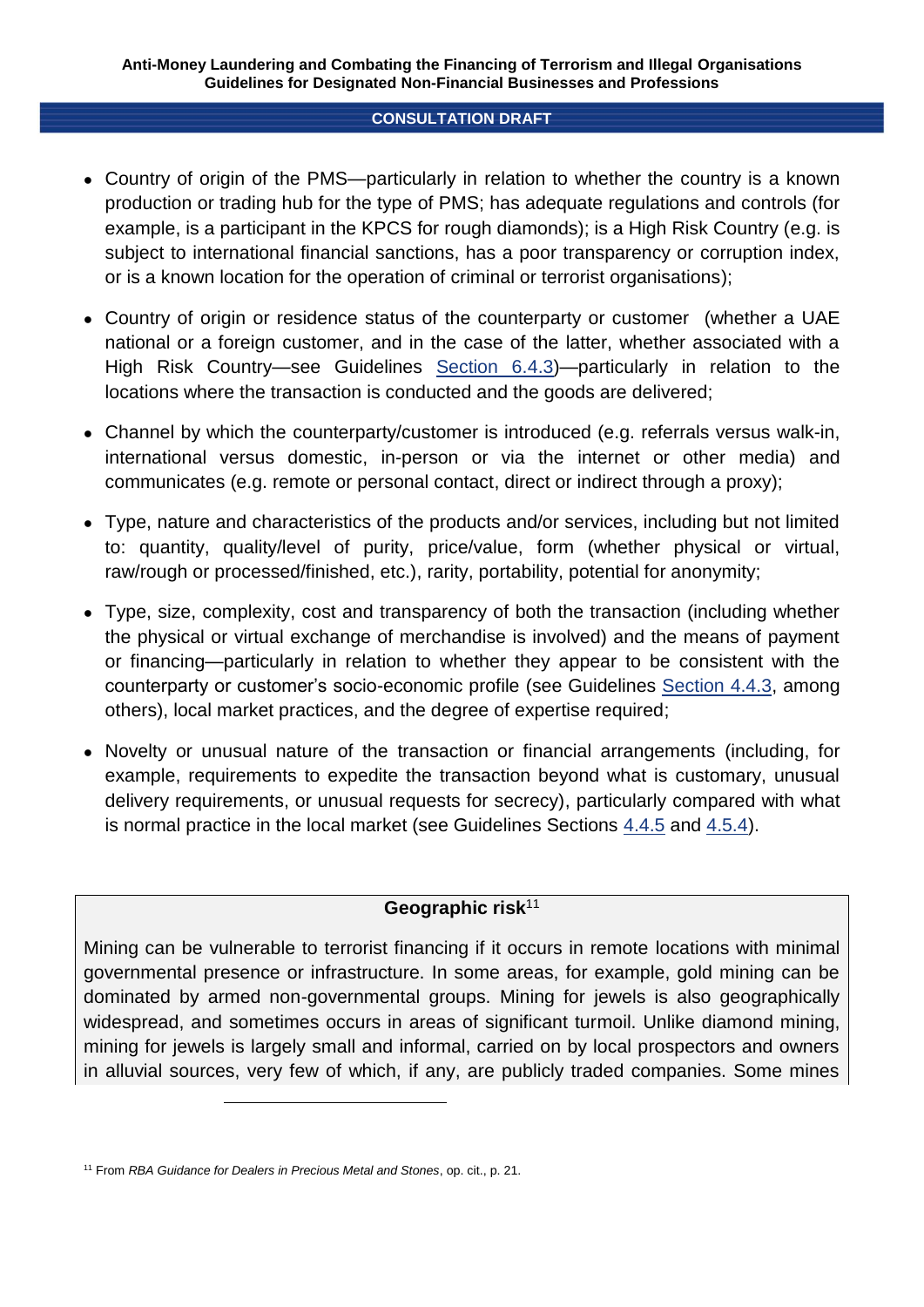- Country of origin of the PMS—particularly in relation to whether the country is a known production or trading hub for the type of PMS; has adequate regulations and controls (for example, is a participant in the KPCS for rough diamonds); is a High Risk Country (e.g. is subject to international financial sanctions, has a poor transparency or corruption index, or is a known location for the operation of criminal or terrorist organisations);

- Country of origin or residence status of the counterparty or customer (whether a UAE national or a foreign customer, and in the case of the latter, whether associated with a High Risk Country—see Guidelines Section 6.4.3)—particularly in relation to the locations where the transaction is conducted and the goods are delivered;

- Channel by which the counterparty/customer is introduced (e.g. referrals versus walk-in, international versus domestic, in-person or via the internet or other media) and communicates (e.g. remote or personal contact, direct or indirect through a proxy);

- Type, nature and characteristics of the products and/or services, including but not limited to: quantity, quality/level of purity, price/value, form (whether physical or virtual, raw/rough or processed/finished, etc.), rarity, portability, potential for anonymity;

- Type, size, complexity, cost and transparency of both the transaction (including whether the physical or virtual exchange of merchandise is involved) and the means of payment or financing—particularly in relation to whether they appear to be consistent with the counterparty or customer's socio-economic profile (see Guidelines Section 4.4.3, among others), local market practices, and the degree of expertise required;

- Novelty or unusual nature of the transaction or financial arrangements (including, for example, requirements to expedite the transaction beyond what is customary, unusual delivery requirements, or unusual requests for secrecy), particularly compared with what is normal practice in the local market (see Guidelines Sections 4.4.5 and 4.5.4).

**Geographic risk**[11]

Mining can be vulnerable to terrorist financing if it occurs in remote locations with minimal governmental presence or infrastructure. In some areas, for example, gold mining can be dominated by armed non-governmental groups. Mining for jewels is also geographically widespread, and sometimes occurs in areas of significant turmoil. Unlike diamond mining, mining for jewels is largely small and informal, carried on by local prospectors and owners in alluvial sources, very few of which, if any, are publicly traded companies. Some mines

[11] From *RBA Guidance for Dealers in Precious Metal and Stones*, op. cit., p. 21.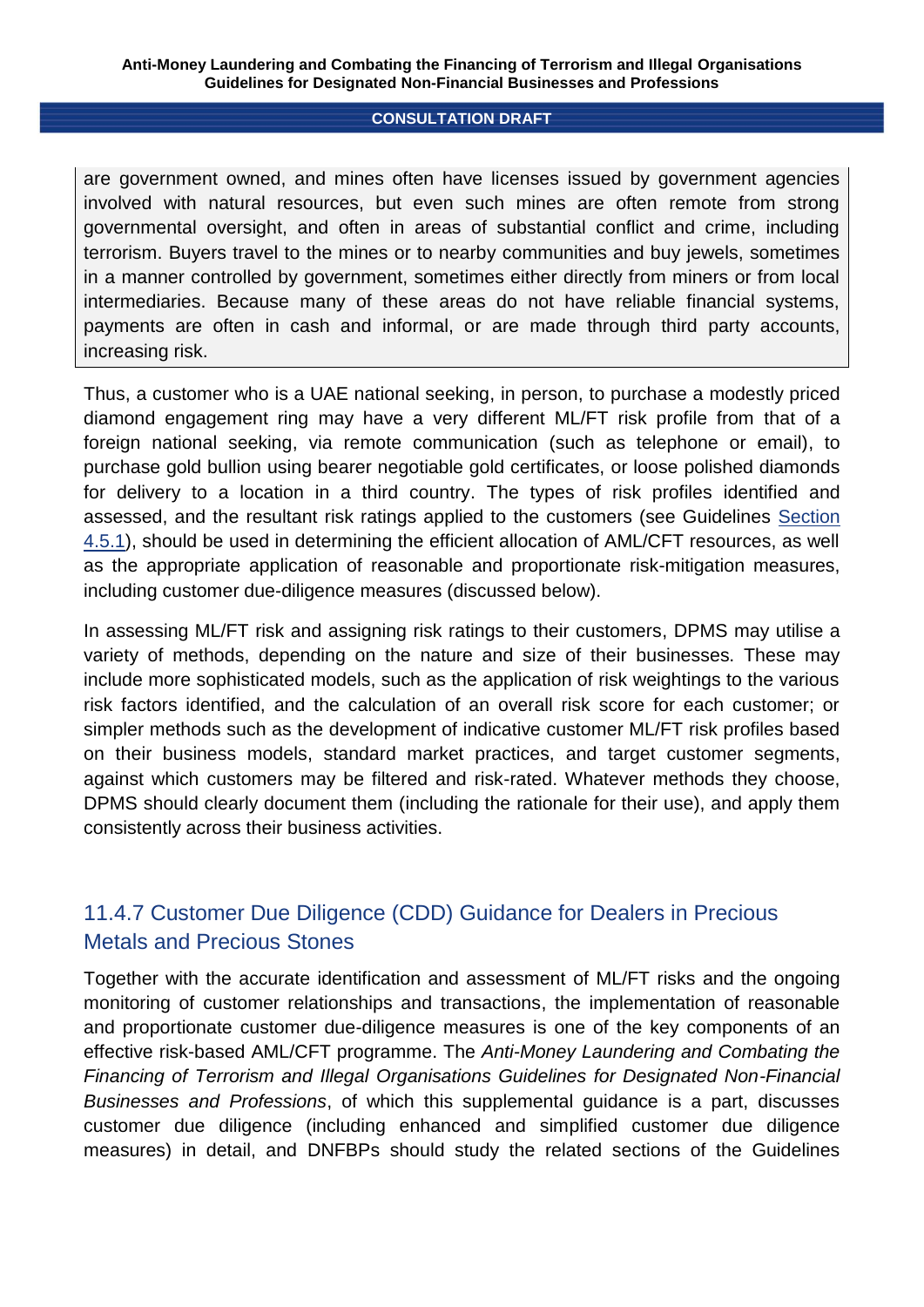are government owned, and mines often have licenses issued by government agencies involved with natural resources, but even such mines are often remote from strong governmental oversight, and often in areas of substantial conflict and crime, including terrorism. Buyers travel to the mines or to nearby communities and buy jewels, sometimes in a manner controlled by government, sometimes either directly from miners or from local intermediaries. Because many of these areas do not have reliable financial systems, payments are often in cash and informal, or are made through third party accounts, increasing risk.

Thus, a customer who is a UAE national seeking, in person, to purchase a modestly priced diamond engagement ring may have a very different ML/FT risk profile from that of a foreign national seeking, via remote communication (such as telephone or email), to purchase gold bullion using bearer negotiable gold certificates, or loose polished diamonds for delivery to a location in a third country. The types of risk profiles identified and assessed, and the resultant risk ratings applied to the customers (see Guidelines Section 4.5.1), should be used in determining the efficient allocation of AML/CFT resources, as well as the appropriate application of reasonable and proportionate risk-mitigation measures, including customer due-diligence measures (discussed below).

In assessing ML/FT risk and assigning risk ratings to their customers, DPMS may utilise a variety of methods, depending on the nature and size of their businesses. These may include more sophisticated models, such as the application of risk weightings to the various risk factors identified, and the calculation of an overall risk score for each customer; or simpler methods such as the development of indicative customer ML/FT risk profiles based on their business models, standard market practices, and target customer segments, against which customers may be filtered and risk-rated. Whatever methods they choose, DPMS should clearly document them (including the rationale for their use), and apply them consistently across their business activities.

### 11.4.7 Customer Due Diligence (CDD) Guidance for Dealers in Precious Metals and Precious Stones

Together with the accurate identification and assessment of ML/FT risks and the ongoing monitoring of customer relationships and transactions, the implementation of reasonable and proportionate customer due-diligence measures is one of the key components of an effective risk-based AML/CFT programme. The *Anti-Money Laundering and Combating the Financing of Terrorism and Illegal Organisations Guidelines for Designated Non-Financial Businesses and Professions*, of which this supplemental guidance is a part, discusses customer due diligence (including enhanced and simplified customer due diligence measures) in detail, and DNFBPs should study the related sections of the Guidelines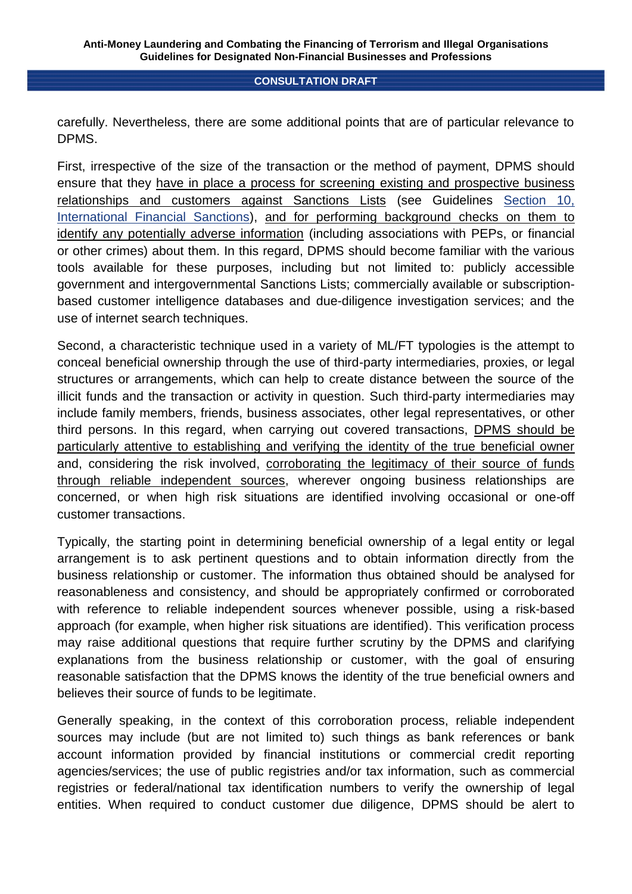carefully. Nevertheless, there are some additional points that are of particular relevance to DPMS.

First, irrespective of the size of the transaction or the method of payment, DPMS should ensure that they have in place a process for screening existing and prospective business relationships and customers against Sanctions Lists (see Guidelines Section 10, International Financial Sanctions), and for performing background checks on them to identify any potentially adverse information (including associations with PEPs, or financial or other crimes) about them. In this regard, DPMS should become familiar with the various tools available for these purposes, including but not limited to: publicly accessible government and intergovernmental Sanctions Lists; commercially available or subscription-based customer intelligence databases and due-diligence investigation services; and the use of internet search techniques.

Second, a characteristic technique used in a variety of ML/FT typologies is the attempt to conceal beneficial ownership through the use of third-party intermediaries, proxies, or legal structures or arrangements, which can help to create distance between the source of the illicit funds and the transaction or activity in question. Such third-party intermediaries may include family members, friends, business associates, other legal representatives, or other third persons. In this regard, when carrying out covered transactions, DPMS should be particularly attentive to establishing and verifying the identity of the true beneficial owner and, considering the risk involved, corroborating the legitimacy of their source of funds through reliable independent sources, wherever ongoing business relationships are concerned, or when high risk situations are identified involving occasional or one-off customer transactions.

Typically, the starting point in determining beneficial ownership of a legal entity or legal arrangement is to ask pertinent questions and to obtain information directly from the business relationship or customer. The information thus obtained should be analysed for reasonableness and consistency, and should be appropriately confirmed or corroborated with reference to reliable independent sources whenever possible, using a risk-based approach (for example, when higher risk situations are identified). This verification process may raise additional questions that require further scrutiny by the DPMS and clarifying explanations from the business relationship or customer, with the goal of ensuring reasonable satisfaction that the DPMS knows the identity of the true beneficial owners and believes their source of funds to be legitimate.

Generally speaking, in the context of this corroboration process, reliable independent sources may include (but are not limited to) such things as bank references or bank account information provided by financial institutions or commercial credit reporting agencies/services; the use of public registries and/or tax information, such as commercial registries or federal/national tax identification numbers to verify the ownership of legal entities. When required to conduct customer due diligence, DPMS should be alert to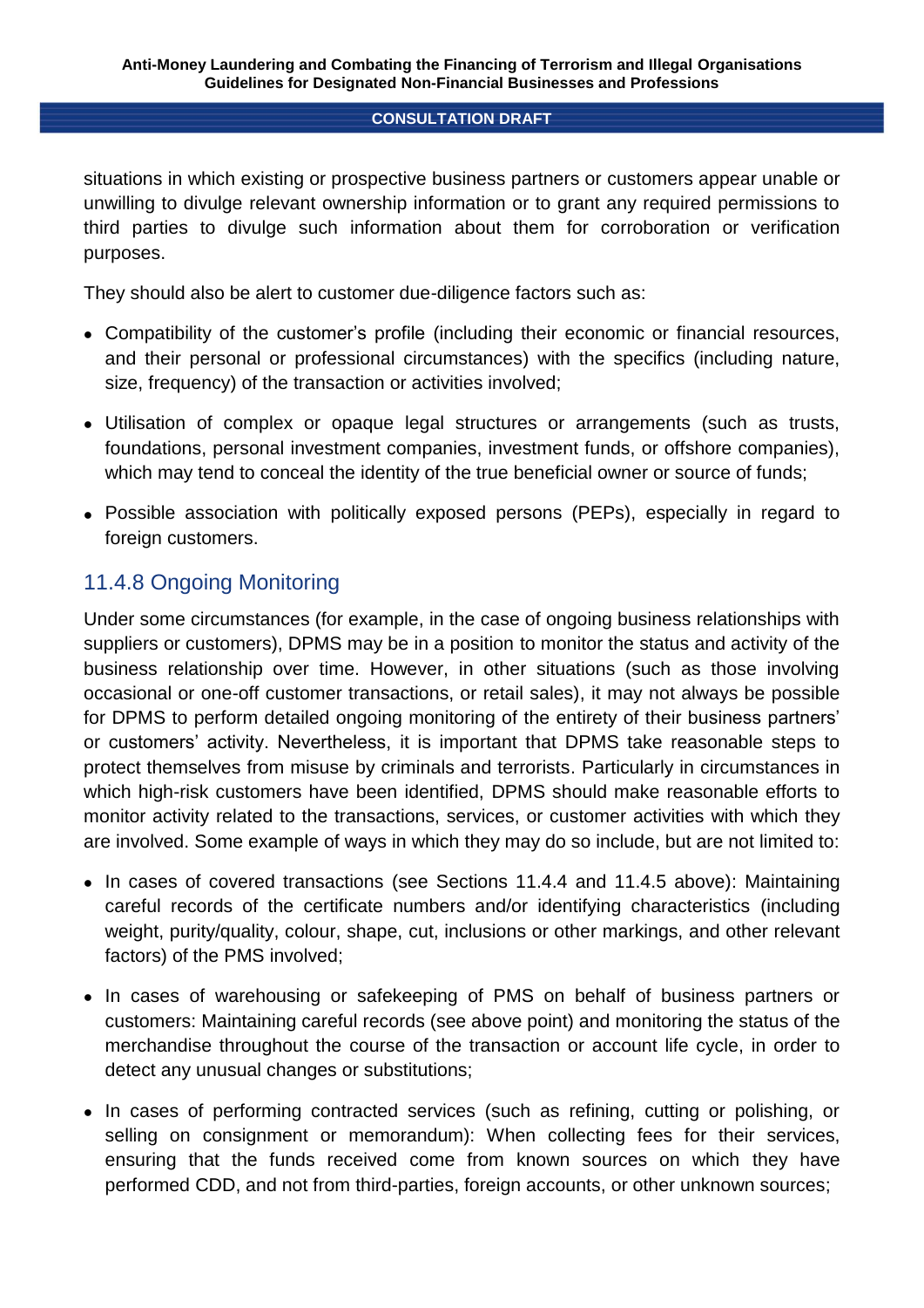situations in which existing or prospective business partners or customers appear unable or unwilling to divulge relevant ownership information or to grant any required permissions to third parties to divulge such information about them for corroboration or verification purposes.

They should also be alert to customer due-diligence factors such as:

- Compatibility of the customer's profile (including their economic or financial resources, and their personal or professional circumstances) with the specifics (including nature, size, frequency) of the transaction or activities involved;
- Utilisation of complex or opaque legal structures or arrangements (such as trusts, foundations, personal investment companies, investment funds, or offshore companies), which may tend to conceal the identity of the true beneficial owner or source of funds;
- Possible association with politically exposed persons (PEPs), especially in regard to foreign customers.

### 11.4.8 Ongoing Monitoring

Under some circumstances (for example, in the case of ongoing business relationships with suppliers or customers), DPMS may be in a position to monitor the status and activity of the business relationship over time. However, in other situations (such as those involving occasional or one-off customer transactions, or retail sales), it may not always be possible for DPMS to perform detailed ongoing monitoring of the entirety of their business partners' or customers' activity. Nevertheless, it is important that DPMS take reasonable steps to protect themselves from misuse by criminals and terrorists. Particularly in circumstances in which high-risk customers have been identified, DPMS should make reasonable efforts to monitor activity related to the transactions, services, or customer activities with which they are involved. Some example of ways in which they may do so include, but are not limited to:

- In cases of covered transactions (see Sections 11.4.4 and 11.4.5 above): Maintaining careful records of the certificate numbers and/or identifying characteristics (including weight, purity/quality, colour, shape, cut, inclusions or other markings, and other relevant factors) of the PMS involved;
- In cases of warehousing or safekeeping of PMS on behalf of business partners or customers: Maintaining careful records (see above point) and monitoring the status of the merchandise throughout the course of the transaction or account life cycle, in order to detect any unusual changes or substitutions;
- In cases of performing contracted services (such as refining, cutting or polishing, or selling on consignment or memorandum): When collecting fees for their services, ensuring that the funds received come from known sources on which they have performed CDD, and not from third-parties, foreign accounts, or other unknown sources;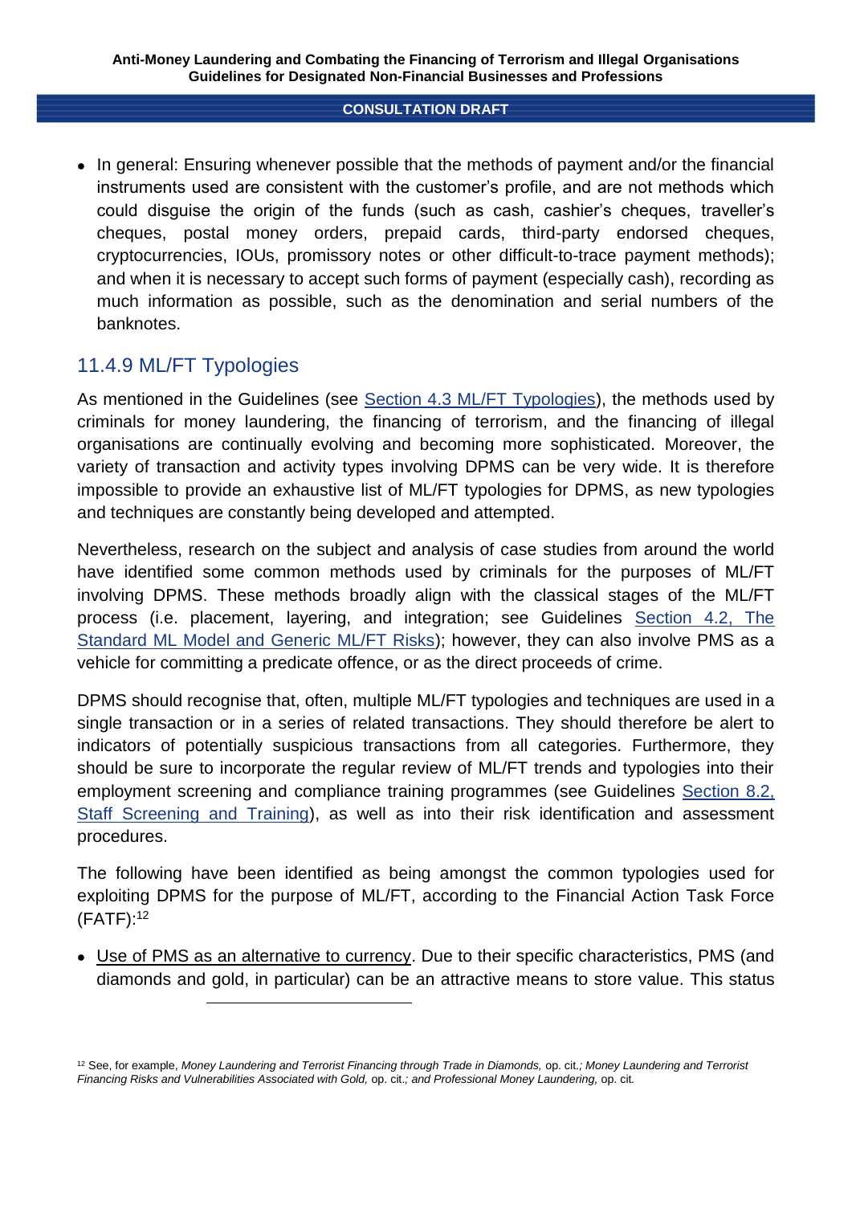- In general: Ensuring whenever possible that the methods of payment and/or the financial instruments used are consistent with the customer's profile, and are not methods which could disguise the origin of the funds (such as cash, cashier's cheques, traveller's cheques, postal money orders, prepaid cards, third-party endorsed cheques, cryptocurrencies, IOUs, promissory notes or other difficult-to-trace payment methods); and when it is necessary to accept such forms of payment (especially cash), recording as much information as possible, such as the denomination and serial numbers of the banknotes.

### 11.4.9 ML/FT Typologies

As mentioned in the Guidelines (see Section 4.3 ML/FT Typologies), the methods used by criminals for money laundering, the financing of terrorism, and the financing of illegal organisations are continually evolving and becoming more sophisticated. Moreover, the variety of transaction and activity types involving DPMS can be very wide. It is therefore impossible to provide an exhaustive list of ML/FT typologies for DPMS, as new typologies and techniques are constantly being developed and attempted.

Nevertheless, research on the subject and analysis of case studies from around the world have identified some common methods used by criminals for the purposes of ML/FT involving DPMS. These methods broadly align with the classical stages of the ML/FT process (i.e. placement, layering, and integration; see Guidelines Section 4.2, The Standard ML Model and Generic ML/FT Risks); however, they can also involve PMS as a vehicle for committing a predicate offence, or as the direct proceeds of crime.

DPMS should recognise that, often, multiple ML/FT typologies and techniques are used in a single transaction or in a series of related transactions. They should therefore be alert to indicators of potentially suspicious transactions from all categories. Furthermore, they should be sure to incorporate the regular review of ML/FT trends and typologies into their employment screening and compliance training programmes (see Guidelines Section 8.2, Staff Screening and Training), as well as into their risk identification and assessment procedures.

The following have been identified as being amongst the common typologies used for exploiting DPMS for the purpose of ML/FT, according to the Financial Action Task Force (FATF):[12]

- Use of PMS as an alternative to currency. Due to their specific characteristics, PMS (and diamonds and gold, in particular) can be an attractive means to store value. This status

[12] See, for example, *Money Laundering and Terrorist Financing through Trade in Diamonds,* op. cit.*; Money Laundering and Terrorist Financing Risks and Vulnerabilities Associated with Gold,* op. cit.*; and Professional Money Laundering,* op. cit*.*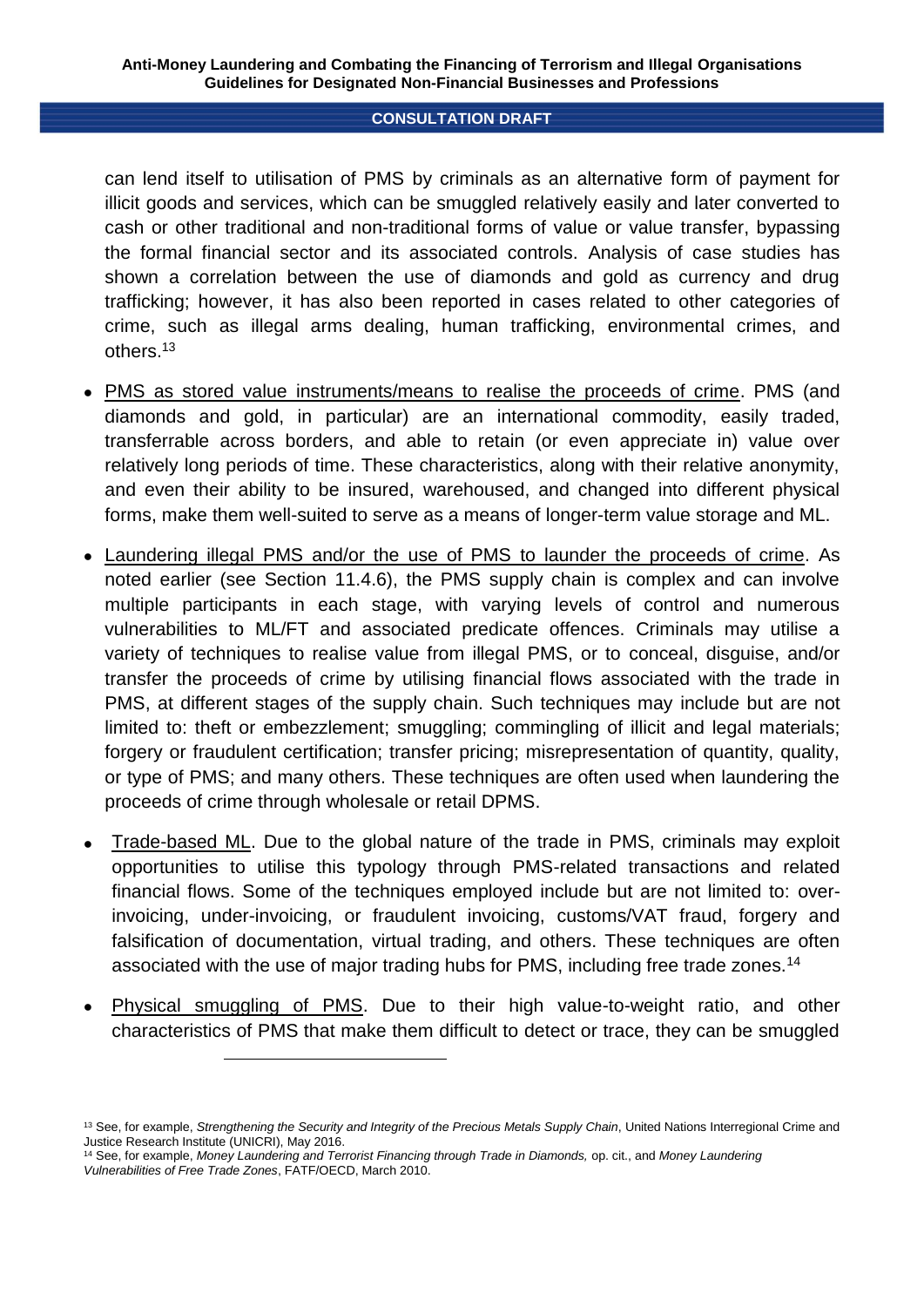can lend itself to utilisation of PMS by criminals as an alternative form of payment for illicit goods and services, which can be smuggled relatively easily and later converted to cash or other traditional and non-traditional forms of value or value transfer, bypassing the formal financial sector and its associated controls. Analysis of case studies has shown a correlation between the use of diamonds and gold as currency and drug trafficking; however, it has also been reported in cases related to other categories of crime, such as illegal arms dealing, human trafficking, environmental crimes, and others.[13]

- PMS as stored value instruments/means to realise the proceeds of crime. PMS (and diamonds and gold, in particular) are an international commodity, easily traded, transferrable across borders, and able to retain (or even appreciate in) value over relatively long periods of time. These characteristics, along with their relative anonymity, and even their ability to be insured, warehoused, and changed into different physical forms, make them well-suited to serve as a means of longer-term value storage and ML.

- Laundering illegal PMS and/or the use of PMS to launder the proceeds of crime. As noted earlier (see Section 11.4.6), the PMS supply chain is complex and can involve multiple participants in each stage, with varying levels of control and numerous vulnerabilities to ML/FT and associated predicate offences. Criminals may utilise a variety of techniques to realise value from illegal PMS, or to conceal, disguise, and/or transfer the proceeds of crime by utilising financial flows associated with the trade in PMS, at different stages of the supply chain. Such techniques may include but are not limited to: theft or embezzlement; smuggling; commingling of illicit and legal materials; forgery or fraudulent certification; transfer pricing; misrepresentation of quantity, quality, or type of PMS; and many others. These techniques are often used when laundering the proceeds of crime through wholesale or retail DPMS.

- Trade-based ML. Due to the global nature of the trade in PMS, criminals may exploit opportunities to utilise this typology through PMS-related transactions and related financial flows. Some of the techniques employed include but are not limited to: over-invoicing, under-invoicing, or fraudulent invoicing, customs/VAT fraud, forgery and falsification of documentation, virtual trading, and others. These techniques are often associated with the use of major trading hubs for PMS, including free trade zones.[14]

- Physical smuggling of PMS. Due to their high value-to-weight ratio, and other characteristics of PMS that make them difficult to detect or trace, they can be smuggled

---

[13] See, for example, *Strengthening the Security and Integrity of the Precious Metals Supply Chain*, United Nations Interregional Crime and Justice Research Institute (UNICRI), May 2016.

[14] See, for example, *Money Laundering and Terrorist Financing through Trade in Diamonds,* op. cit., and *Money Laundering Vulnerabilities of Free Trade Zones*, FATF/OECD, March 2010.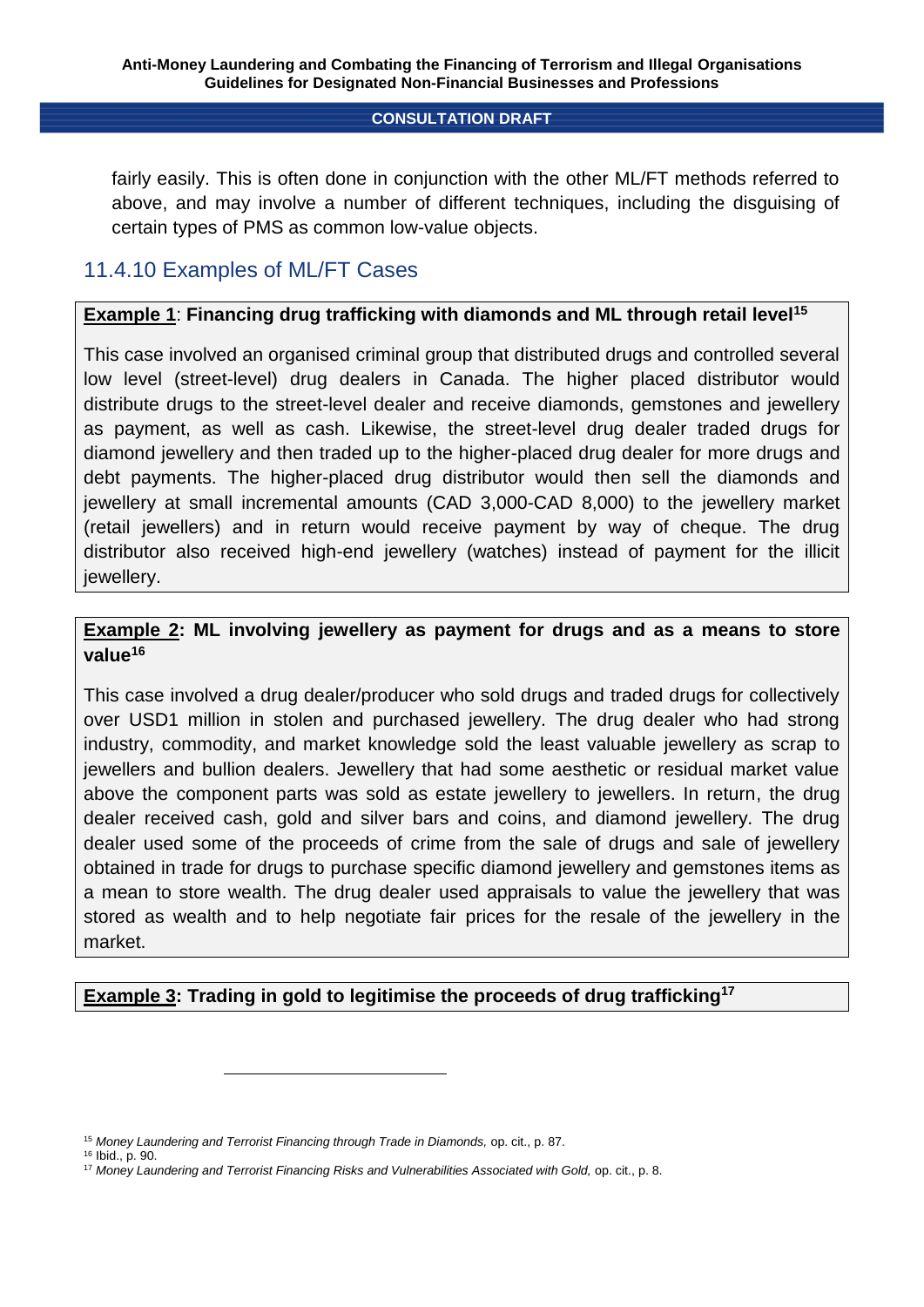fairly easily. This is often done in conjunction with the other ML/FT methods referred to above, and may involve a number of different techniques, including the disguising of certain types of PMS as common low-value objects.

### 11.4.10 Examples of ML/FT Cases

**Example 1**: **Financing drug trafficking with diamonds and ML through retail level**[15]

This case involved an organised criminal group that distributed drugs and controlled several low level (street-level) drug dealers in Canada. The higher placed distributor would distribute drugs to the street-level dealer and receive diamonds, gemstones and jewellery as payment, as well as cash. Likewise, the street-level drug dealer traded drugs for diamond jewellery and then traded up to the higher-placed drug dealer for more drugs and debt payments. The higher-placed drug distributor would then sell the diamonds and jewellery at small incremental amounts (CAD 3,000-CAD 8,000) to the jewellery market (retail jewellers) and in return would receive payment by way of cheque. The drug distributor also received high-end jewellery (watches) instead of payment for the illicit jewellery.

**Example 2: ML involving jewellery as payment for drugs and as a means to store value**[16]

This case involved a drug dealer/producer who sold drugs and traded drugs for collectively over USD1 million in stolen and purchased jewellery. The drug dealer who had strong industry, commodity, and market knowledge sold the least valuable jewellery as scrap to jewellers and bullion dealers. Jewellery that had some aesthetic or residual market value above the component parts was sold as estate jewellery to jewellers. In return, the drug dealer received cash, gold and silver bars and coins, and diamond jewellery. The drug dealer used some of the proceeds of crime from the sale of drugs and sale of jewellery obtained in trade for drugs to purchase specific diamond jewellery and gemstones items as a mean to store wealth. The drug dealer used appraisals to value the jewellery that was stored as wealth and to help negotiate fair prices for the resale of the jewellery in the market.

**Example 3: Trading in gold to legitimise the proceeds of drug trafficking**[17]

---

[15] *Money Laundering and Terrorist Financing through Trade in Diamonds,* op. cit., p. 87.

[16] Ibid., p. 90.

[17] *Money Laundering and Terrorist Financing Risks and Vulnerabilities Associated with Gold,* op. cit., p. 8.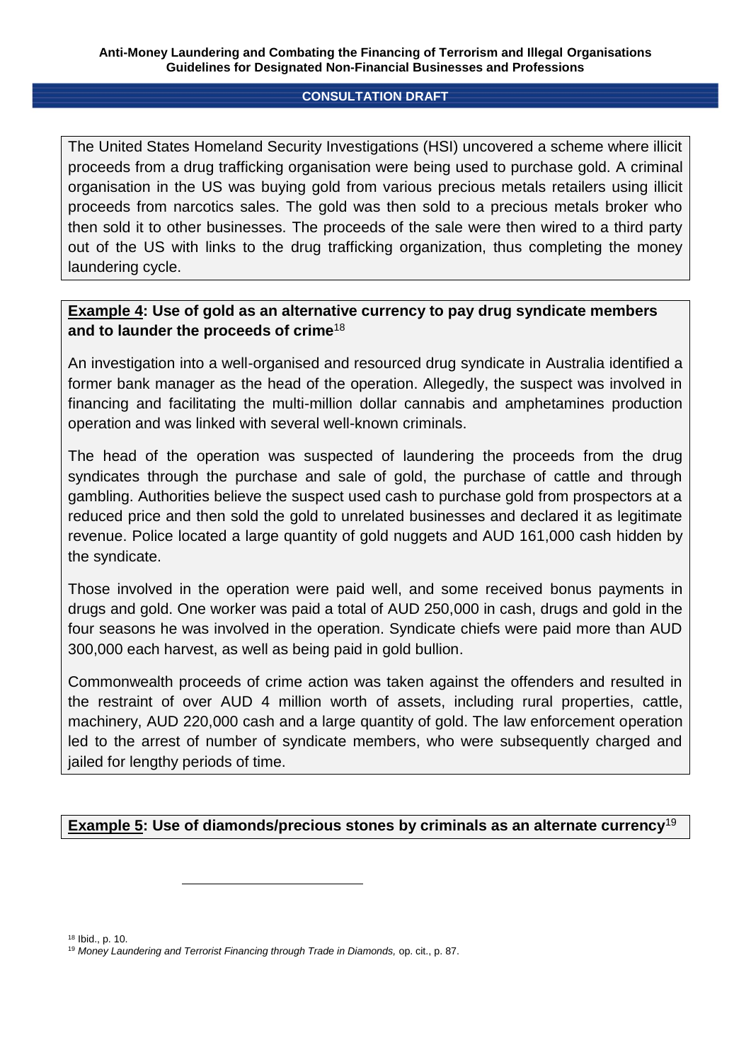The United States Homeland Security Investigations (HSI) uncovered a scheme where illicit proceeds from a drug trafficking organisation were being used to purchase gold. A criminal organisation in the US was buying gold from various precious metals retailers using illicit proceeds from narcotics sales. The gold was then sold to a precious metals broker who then sold it to other businesses. The proceeds of the sale were then wired to a third party out of the US with links to the drug trafficking organization, thus completing the money laundering cycle.

**Example 4: Use of gold as an alternative currency to pay drug syndicate members and to launder the proceeds of crime**[18]

An investigation into a well-organised and resourced drug syndicate in Australia identified a former bank manager as the head of the operation. Allegedly, the suspect was involved in financing and facilitating the multi-million dollar cannabis and amphetamines production operation and was linked with several well-known criminals.

The head of the operation was suspected of laundering the proceeds from the drug syndicates through the purchase and sale of gold, the purchase of cattle and through gambling. Authorities believe the suspect used cash to purchase gold from prospectors at a reduced price and then sold the gold to unrelated businesses and declared it as legitimate revenue. Police located a large quantity of gold nuggets and AUD 161,000 cash hidden by the syndicate.

Those involved in the operation were paid well, and some received bonus payments in drugs and gold. One worker was paid a total of AUD 250,000 in cash, drugs and gold in the four seasons he was involved in the operation. Syndicate chiefs were paid more than AUD 300,000 each harvest, as well as being paid in gold bullion.

Commonwealth proceeds of crime action was taken against the offenders and resulted in the restraint of over AUD 4 million worth of assets, including rural properties, cattle, machinery, AUD 220,000 cash and a large quantity of gold. The law enforcement operation led to the arrest of number of syndicate members, who were subsequently charged and jailed for lengthy periods of time.

**Example 5: Use of diamonds/precious stones by criminals as an alternate currency**[19]

---

[18] Ibid., p. 10.

[19] *Money Laundering and Terrorist Financing through Trade in Diamonds,* op. cit., p. 87.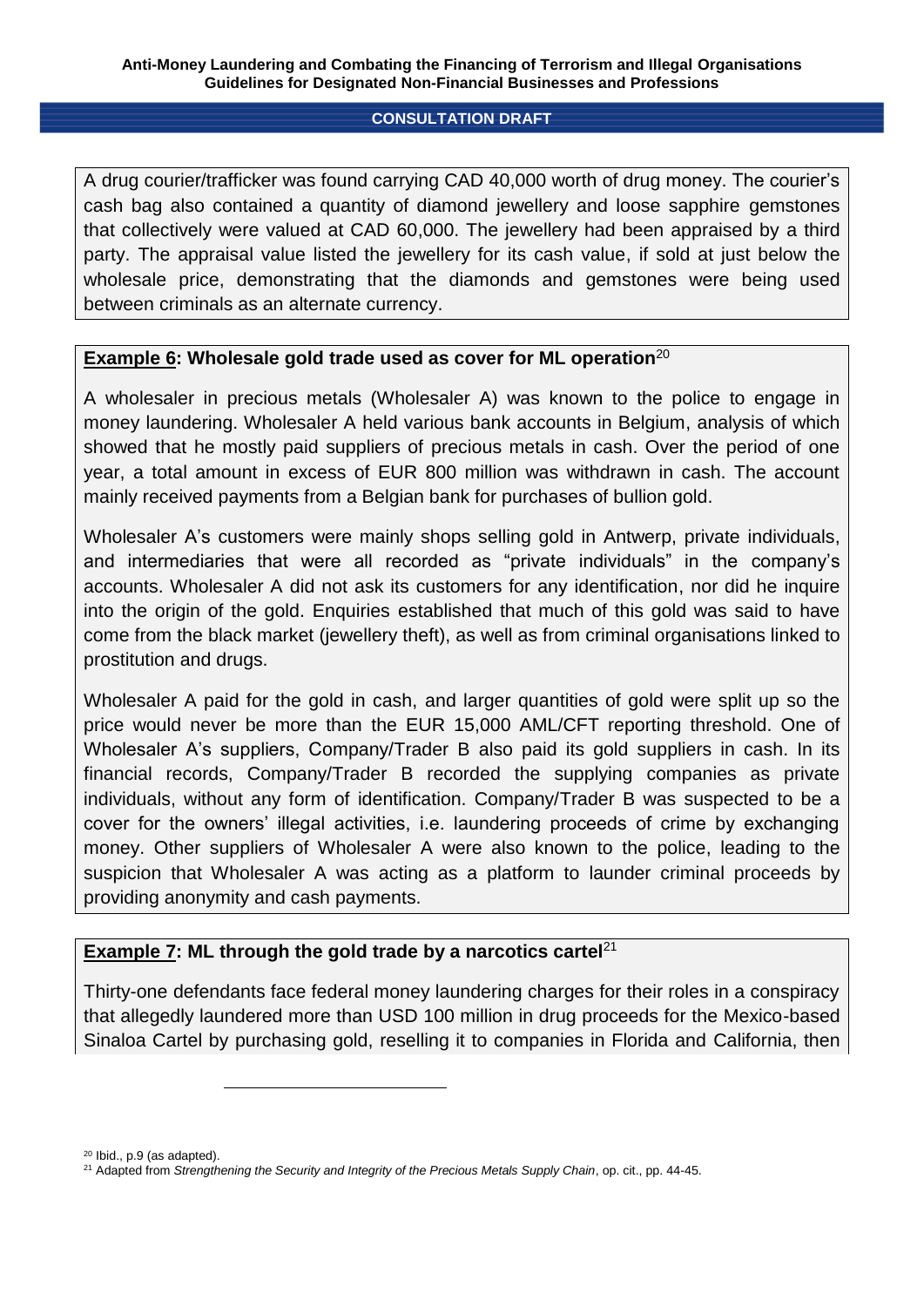A drug courier/trafficker was found carrying CAD 40,000 worth of drug money. The courier's cash bag also contained a quantity of diamond jewellery and loose sapphire gemstones that collectively were valued at CAD 60,000. The jewellery had been appraised by a third party. The appraisal value listed the jewellery for its cash value, if sold at just below the wholesale price, demonstrating that the diamonds and gemstones were being used between criminals as an alternate currency.

**Example 6: Wholesale gold trade used as cover for ML operation**[20]

A wholesaler in precious metals (Wholesaler A) was known to the police to engage in money laundering. Wholesaler A held various bank accounts in Belgium, analysis of which showed that he mostly paid suppliers of precious metals in cash. Over the period of one year, a total amount in excess of EUR 800 million was withdrawn in cash. The account mainly received payments from a Belgian bank for purchases of bullion gold.

Wholesaler A's customers were mainly shops selling gold in Antwerp, private individuals, and intermediaries that were all recorded as "private individuals" in the company's accounts. Wholesaler A did not ask its customers for any identification, nor did he inquire into the origin of the gold. Enquiries established that much of this gold was said to have come from the black market (jewellery theft), as well as from criminal organisations linked to prostitution and drugs.

Wholesaler A paid for the gold in cash, and larger quantities of gold were split up so the price would never be more than the EUR 15,000 AML/CFT reporting threshold. One of Wholesaler A's suppliers, Company/Trader B also paid its gold suppliers in cash. In its financial records, Company/Trader B recorded the supplying companies as private individuals, without any form of identification. Company/Trader B was suspected to be a cover for the owners' illegal activities, i.e. laundering proceeds of crime by exchanging money. Other suppliers of Wholesaler A were also known to the police, leading to the suspicion that Wholesaler A was acting as a platform to launder criminal proceeds by providing anonymity and cash payments.

**Example 7: ML through the gold trade by a narcotics cartel**[21]

Thirty-one defendants face federal money laundering charges for their roles in a conspiracy that allegedly laundered more than USD 100 million in drug proceeds for the Mexico-based Sinaloa Cartel by purchasing gold, reselling it to companies in Florida and California, then

[20] Ibid., p.9 (as adapted).

[21] Adapted from *Strengthening the Security and Integrity of the Precious Metals Supply Chain*, op. cit., pp. 44-45.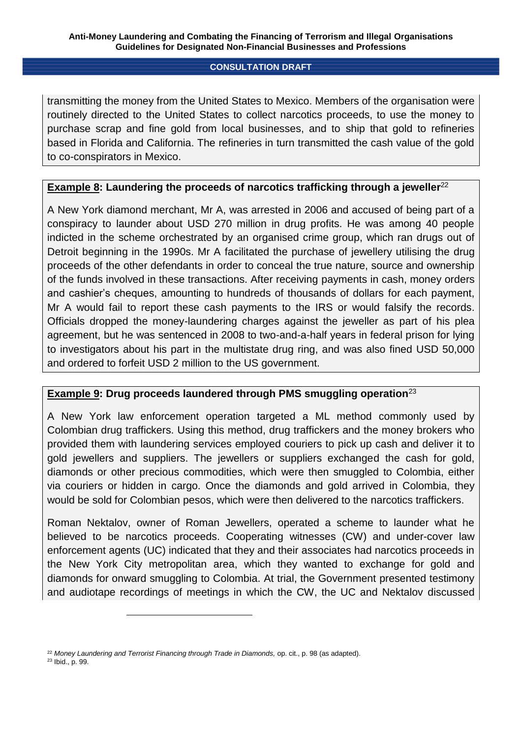transmitting the money from the United States to Mexico. Members of the organisation were routinely directed to the United States to collect narcotics proceeds, to use the money to purchase scrap and fine gold from local businesses, and to ship that gold to refineries based in Florida and California. The refineries in turn transmitted the cash value of the gold to co-conspirators in Mexico.

**Example 8: Laundering the proceeds of narcotics trafficking through a jeweller**[22]

A New York diamond merchant, Mr A, was arrested in 2006 and accused of being part of a conspiracy to launder about USD 270 million in drug profits. He was among 40 people indicted in the scheme orchestrated by an organised crime group, which ran drugs out of Detroit beginning in the 1990s. Mr A facilitated the purchase of jewellery utilising the drug proceeds of the other defendants in order to conceal the true nature, source and ownership of the funds involved in these transactions. After receiving payments in cash, money orders and cashier's cheques, amounting to hundreds of thousands of dollars for each payment, Mr A would fail to report these cash payments to the IRS or would falsify the records. Officials dropped the money-laundering charges against the jeweller as part of his plea agreement, but he was sentenced in 2008 to two-and-a-half years in federal prison for lying to investigators about his part in the multistate drug ring, and was also fined USD 50,000 and ordered to forfeit USD 2 million to the US government.

**Example 9: Drug proceeds laundered through PMS smuggling operation**[23]

A New York law enforcement operation targeted a ML method commonly used by Colombian drug traffickers. Using this method, drug traffickers and the money brokers who provided them with laundering services employed couriers to pick up cash and deliver it to gold jewellers and suppliers. The jewellers or suppliers exchanged the cash for gold, diamonds or other precious commodities, which were then smuggled to Colombia, either via couriers or hidden in cargo. Once the diamonds and gold arrived in Colombia, they would be sold for Colombian pesos, which were then delivered to the narcotics traffickers.

Roman Nektalov, owner of Roman Jewellers, operated a scheme to launder what he believed to be narcotics proceeds. Cooperating witnesses (CW) and under-cover law enforcement agents (UC) indicated that they and their associates had narcotics proceeds in the New York City metropolitan area, which they wanted to exchange for gold and diamonds for onward smuggling to Colombia. At trial, the Government presented testimony and audiotape recordings of meetings in which the CW, the UC and Nektalov discussed

---

[22] *Money Laundering and Terrorist Financing through Trade in Diamonds,* op. cit., p. 98 (as adapted).

[23] Ibid., p. 99.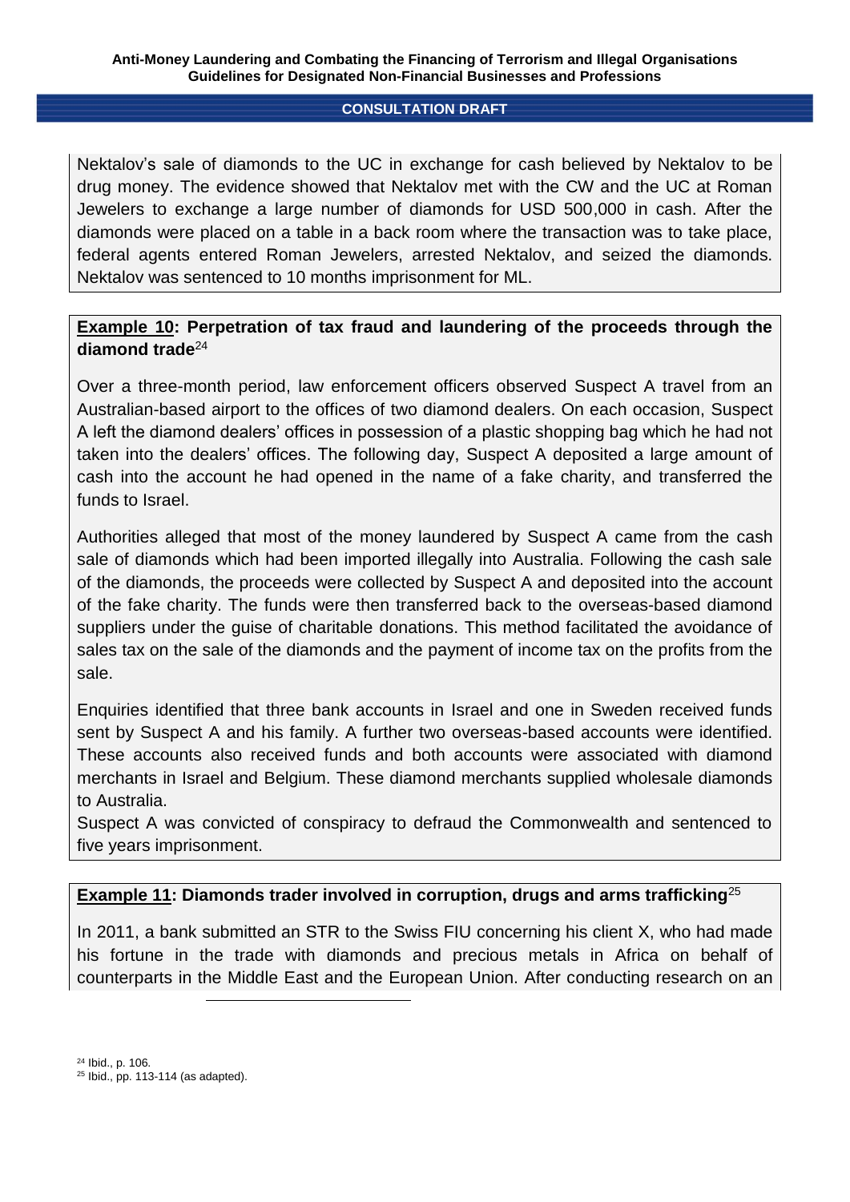Nektalov's sale of diamonds to the UC in exchange for cash believed by Nektalov to be drug money. The evidence showed that Nektalov met with the CW and the UC at Roman Jewelers to exchange a large number of diamonds for USD 500,000 in cash. After the diamonds were placed on a table in a back room where the transaction was to take place, federal agents entered Roman Jewelers, arrested Nektalov, and seized the diamonds. Nektalov was sentenced to 10 months imprisonment for ML.

**Example 10: Perpetration of tax fraud and laundering of the proceeds through the diamond trade**[24]

Over a three-month period, law enforcement officers observed Suspect A travel from an Australian-based airport to the offices of two diamond dealers. On each occasion, Suspect A left the diamond dealers' offices in possession of a plastic shopping bag which he had not taken into the dealers' offices. The following day, Suspect A deposited a large amount of cash into the account he had opened in the name of a fake charity, and transferred the funds to Israel.

Authorities alleged that most of the money laundered by Suspect A came from the cash sale of diamonds which had been imported illegally into Australia. Following the cash sale of the diamonds, the proceeds were collected by Suspect A and deposited into the account of the fake charity. The funds were then transferred back to the overseas-based diamond suppliers under the guise of charitable donations. This method facilitated the avoidance of sales tax on the sale of the diamonds and the payment of income tax on the profits from the sale.

Enquiries identified that three bank accounts in Israel and one in Sweden received funds sent by Suspect A and his family. A further two overseas-based accounts were identified. These accounts also received funds and both accounts were associated with diamond merchants in Israel and Belgium. These diamond merchants supplied wholesale diamonds to Australia.

Suspect A was convicted of conspiracy to defraud the Commonwealth and sentenced to five years imprisonment.

**Example 11: Diamonds trader involved in corruption, drugs and arms trafficking**[25]

In 2011, a bank submitted an STR to the Swiss FIU concerning his client X, who had made his fortune in the trade with diamonds and precious metals in Africa on behalf of counterparts in the Middle East and the European Union. After conducting research on an

---

[24] Ibid., p. 106.

[25] Ibid., pp. 113-114 (as adapted).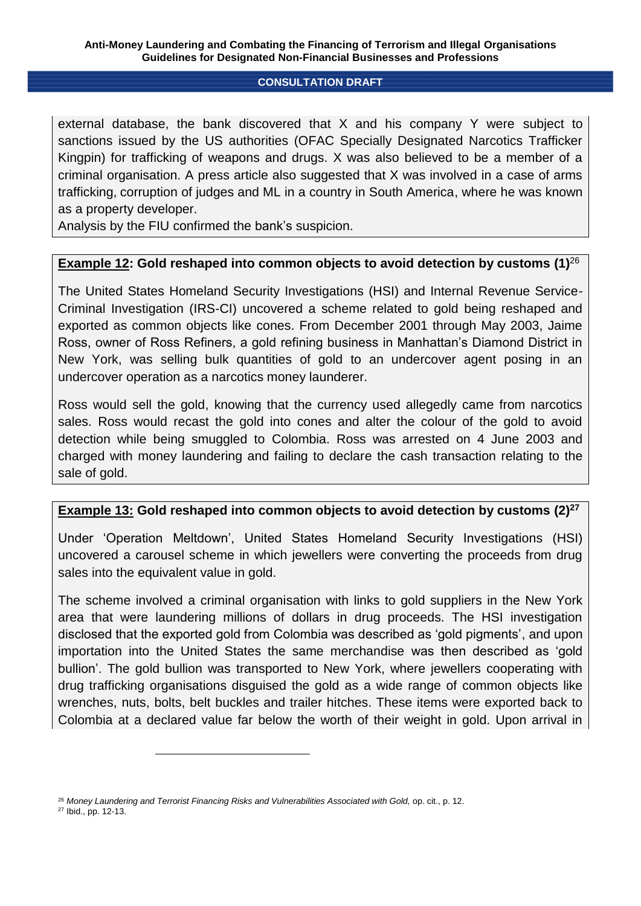external database, the bank discovered that X and his company Y were subject to sanctions issued by the US authorities (OFAC Specially Designated Narcotics Trafficker Kingpin) for trafficking of weapons and drugs. X was also believed to be a member of a criminal organisation. A press article also suggested that X was involved in a case of arms trafficking, corruption of judges and ML in a country in South America, where he was known as a property developer.
Analysis by the FIU confirmed the bank's suspicion.

**<u>Example 12</u>: Gold reshaped into common objects to avoid detection by customs (1)**[26]

The United States Homeland Security Investigations (HSI) and Internal Revenue Service-Criminal Investigation (IRS-CI) uncovered a scheme related to gold being reshaped and exported as common objects like cones. From December 2001 through May 2003, Jaime Ross, owner of Ross Refiners, a gold refining business in Manhattan's Diamond District in New York, was selling bulk quantities of gold to an undercover agent posing in an undercover operation as a narcotics money launderer.

Ross would sell the gold, knowing that the currency used allegedly came from narcotics sales. Ross would recast the gold into cones and alter the colour of the gold to avoid detection while being smuggled to Colombia. Ross was arrested on 4 June 2003 and charged with money laundering and failing to declare the cash transaction relating to the sale of gold.

**<u>Example 13:</u> Gold reshaped into common objects to avoid detection by customs (2)**[27]

Under 'Operation Meltdown', United States Homeland Security Investigations (HSI) uncovered a carousel scheme in which jewellers were converting the proceeds from drug sales into the equivalent value in gold.

The scheme involved a criminal organisation with links to gold suppliers in the New York area that were laundering millions of dollars in drug proceeds. The HSI investigation disclosed that the exported gold from Colombia was described as 'gold pigments', and upon importation into the United States the same merchandise was then described as 'gold bullion'. The gold bullion was transported to New York, where jewellers cooperating with drug trafficking organisations disguised the gold as a wide range of common objects like wrenches, nuts, bolts, belt buckles and trailer hitches. These items were exported back to Colombia at a declared value far below the worth of their weight in gold. Upon arrival in

---

[26] *Money Laundering and Terrorist Financing Risks and Vulnerabilities Associated with Gold,* op. cit., p. 12.
[27] Ibid., pp. 12-13.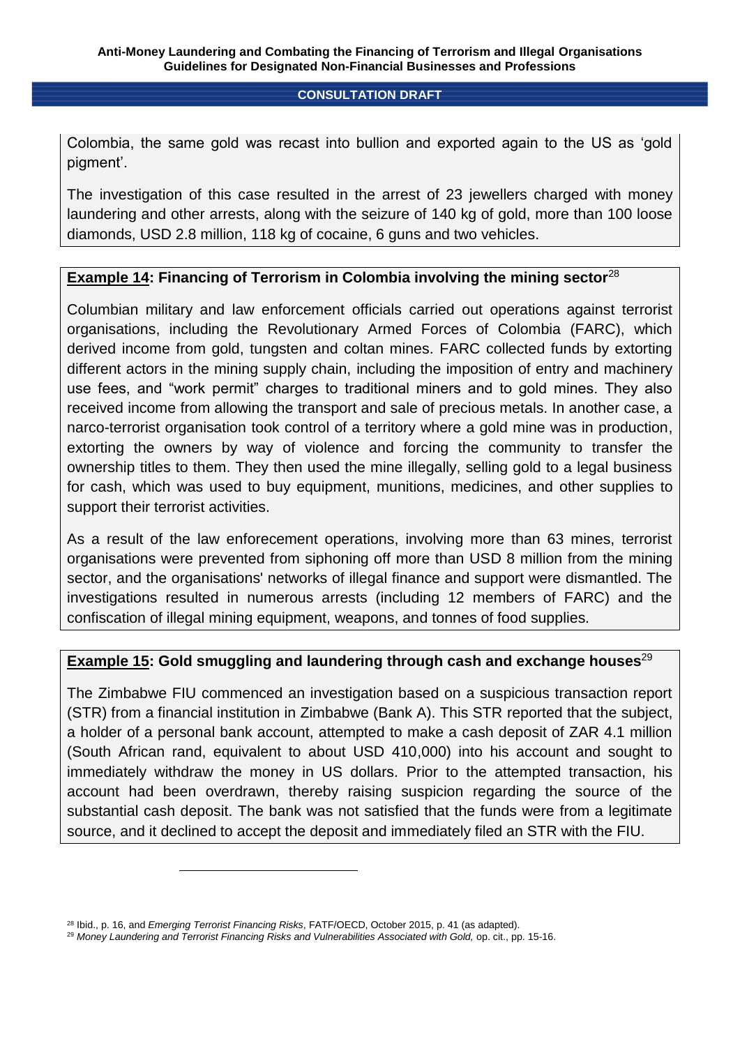Colombia, the same gold was recast into bullion and exported again to the US as 'gold pigment'.

The investigation of this case resulted in the arrest of 23 jewellers charged with money laundering and other arrests, along with the seizure of 140 kg of gold, more than 100 loose diamonds, USD 2.8 million, 118 kg of cocaine, 6 guns and two vehicles.

**Example 14: Financing of Terrorism in Colombia involving the mining sector**[28]

Columbian military and law enforcement officials carried out operations against terrorist organisations, including the Revolutionary Armed Forces of Colombia (FARC), which derived income from gold, tungsten and coltan mines. FARC collected funds by extorting different actors in the mining supply chain, including the imposition of entry and machinery use fees, and "work permit" charges to traditional miners and to gold mines. They also received income from allowing the transport and sale of precious metals. In another case, a narco-terrorist organisation took control of a territory where a gold mine was in production, extorting the owners by way of violence and forcing the community to transfer the ownership titles to them. They then used the mine illegally, selling gold to a legal business for cash, which was used to buy equipment, munitions, medicines, and other supplies to support their terrorist activities.

As a result of the law enforecement operations, involving more than 63 mines, terrorist organisations were prevented from siphoning off more than USD 8 million from the mining sector, and the organisations' networks of illegal finance and support were dismantled. The investigations resulted in numerous arrests (including 12 members of FARC) and the confiscation of illegal mining equipment, weapons, and tonnes of food supplies.

**Example 15: Gold smuggling and laundering through cash and exchange houses**[29]

The Zimbabwe FIU commenced an investigation based on a suspicious transaction report (STR) from a financial institution in Zimbabwe (Bank A). This STR reported that the subject, a holder of a personal bank account, attempted to make a cash deposit of ZAR 4.1 million (South African rand, equivalent to about USD 410,000) into his account and sought to immediately withdraw the money in US dollars. Prior to the attempted transaction, his account had been overdrawn, thereby raising suspicion regarding the source of the substantial cash deposit. The bank was not satisfied that the funds were from a legitimate source, and it declined to accept the deposit and immediately filed an STR with the FIU.

---

[28] Ibid., p. 16, and *Emerging Terrorist Financing Risks*, FATF/OECD, October 2015, p. 41 (as adapted).

[29] *Money Laundering and Terrorist Financing Risks and Vulnerabilities Associated with Gold,* op. cit., pp. 15-16.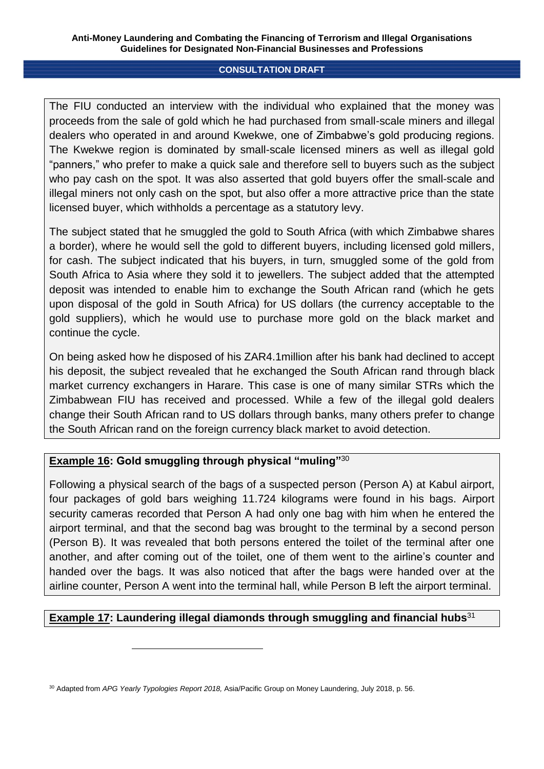The FIU conducted an interview with the individual who explained that the money was proceeds from the sale of gold which he had purchased from small-scale miners and illegal dealers who operated in and around Kwekwe, one of Zimbabwe's gold producing regions. The Kwekwe region is dominated by small-scale licensed miners as well as illegal gold "panners," who prefer to make a quick sale and therefore sell to buyers such as the subject who pay cash on the spot. It was also asserted that gold buyers offer the small-scale and illegal miners not only cash on the spot, but also offer a more attractive price than the state licensed buyer, which withholds a percentage as a statutory levy.

The subject stated that he smuggled the gold to South Africa (with which Zimbabwe shares a border), where he would sell the gold to different buyers, including licensed gold millers, for cash. The subject indicated that his buyers, in turn, smuggled some of the gold from South Africa to Asia where they sold it to jewellers. The subject added that the attempted deposit was intended to enable him to exchange the South African rand (which he gets upon disposal of the gold in South Africa) for US dollars (the currency acceptable to the gold suppliers), which he would use to purchase more gold on the black market and continue the cycle.

On being asked how he disposed of his ZAR4.1million after his bank had declined to accept his deposit, the subject revealed that he exchanged the South African rand through black market currency exchangers in Harare. This case is one of many similar STRs which the Zimbabwean FIU has received and processed. While a few of the illegal gold dealers change their South African rand to US dollars through banks, many others prefer to change the South African rand on the foreign currency black market to avoid detection.

**Example 16: Gold smuggling through physical "muling"**[30]

Following a physical search of the bags of a suspected person (Person A) at Kabul airport, four packages of gold bars weighing 11.724 kilograms were found in his bags. Airport security cameras recorded that Person A had only one bag with him when he entered the airport terminal, and that the second bag was brought to the terminal by a second person (Person B). It was revealed that both persons entered the toilet of the terminal after one another, and after coming out of the toilet, one of them went to the airline's counter and handed over the bags. It was also noticed that after the bags were handed over at the airline counter, Person A went into the terminal hall, while Person B left the airport terminal.

**Example 17: Laundering illegal diamonds through smuggling and financial hubs**[31]

---

[30] Adapted from *APG Yearly Typologies Report 2018,* Asia/Pacific Group on Money Laundering, July 2018, p. 56.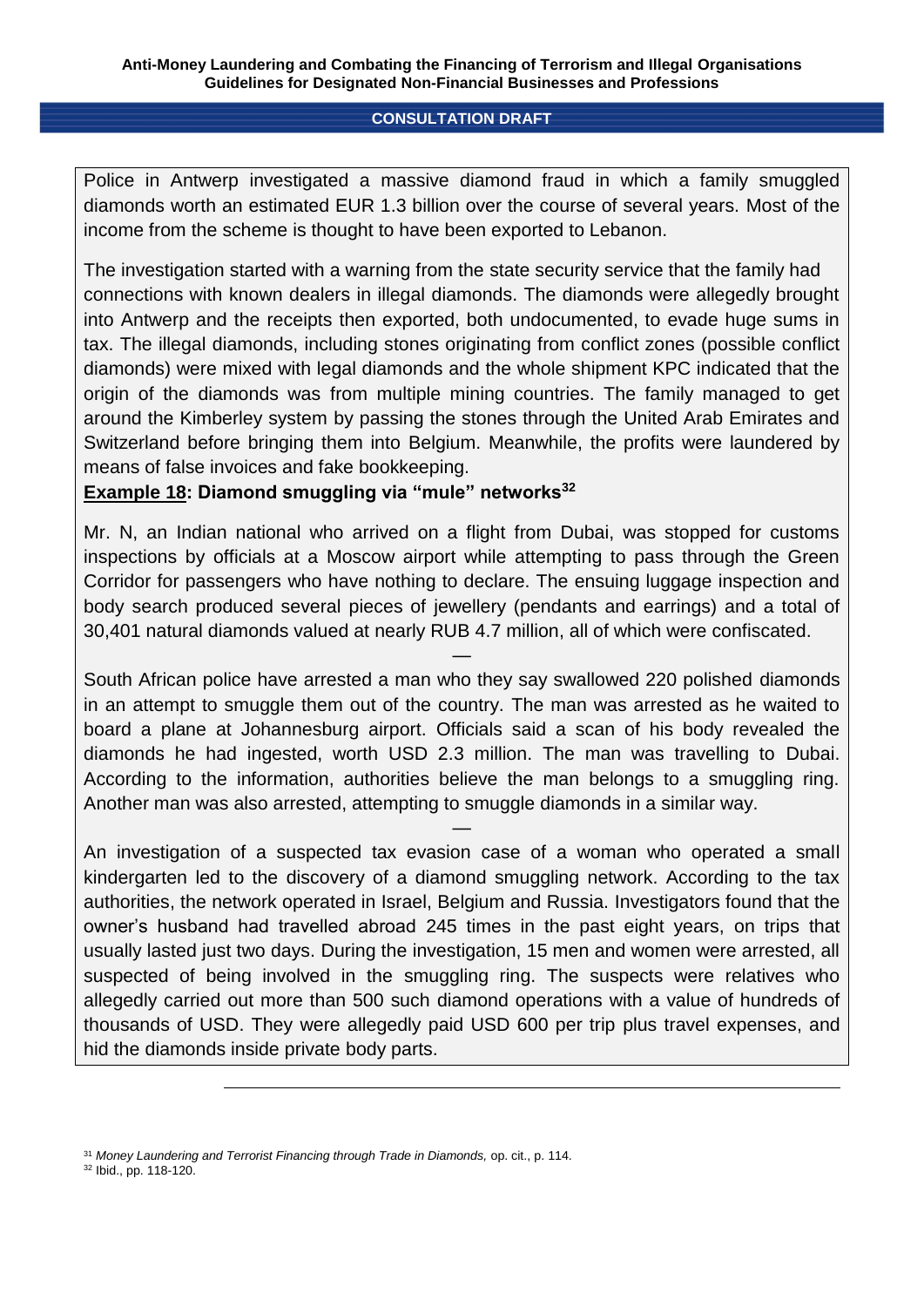Police in Antwerp investigated a massive diamond fraud in which a family smuggled diamonds worth an estimated EUR 1.3 billion over the course of several years. Most of the income from the scheme is thought to have been exported to Lebanon.

The investigation started with a warning from the state security service that the family had connections with known dealers in illegal diamonds. The diamonds were allegedly brought into Antwerp and the receipts then exported, both undocumented, to evade huge sums in tax. The illegal diamonds, including stones originating from conflict zones (possible conflict diamonds) were mixed with legal diamonds and the whole shipment KPC indicated that the origin of the diamonds was from multiple mining countries. The family managed to get around the Kimberley system by passing the stones through the United Arab Emirates and Switzerland before bringing them into Belgium. Meanwhile, the profits were laundered by means of false invoices and fake bookkeeping.

**<u>Example 18</u>: Diamond smuggling via "mule" networks[32]**

Mr. N, an Indian national who arrived on a flight from Dubai, was stopped for customs inspections by officials at a Moscow airport while attempting to pass through the Green Corridor for passengers who have nothing to declare. The ensuing luggage inspection and body search produced several pieces of jewellery (pendants and earrings) and a total of 30,401 natural diamonds valued at nearly RUB 4.7 million, all of which were confiscated.

—

South African police have arrested a man who they say swallowed 220 polished diamonds in an attempt to smuggle them out of the country. The man was arrested as he waited to board a plane at Johannesburg airport. Officials said a scan of his body revealed the diamonds he had ingested, worth USD 2.3 million. The man was travelling to Dubai. According to the information, authorities believe the man belongs to a smuggling ring. Another man was also arrested, attempting to smuggle diamonds in a similar way.

—

An investigation of a suspected tax evasion case of a woman who operated a small kindergarten led to the discovery of a diamond smuggling network. According to the tax authorities, the network operated in Israel, Belgium and Russia. Investigators found that the owner's husband had travelled abroad 245 times in the past eight years, on trips that usually lasted just two days. During the investigation, 15 men and women were arrested, all suspected of being involved in the smuggling ring. The suspects were relatives who allegedly carried out more than 500 such diamond operations with a value of hundreds of thousands of USD. They were allegedly paid USD 600 per trip plus travel expenses, and hid the diamonds inside private body parts.

---

[31] *Money Laundering and Terrorist Financing through Trade in Diamonds,* op. cit., p. 114.

[32] Ibid., pp. 118-120.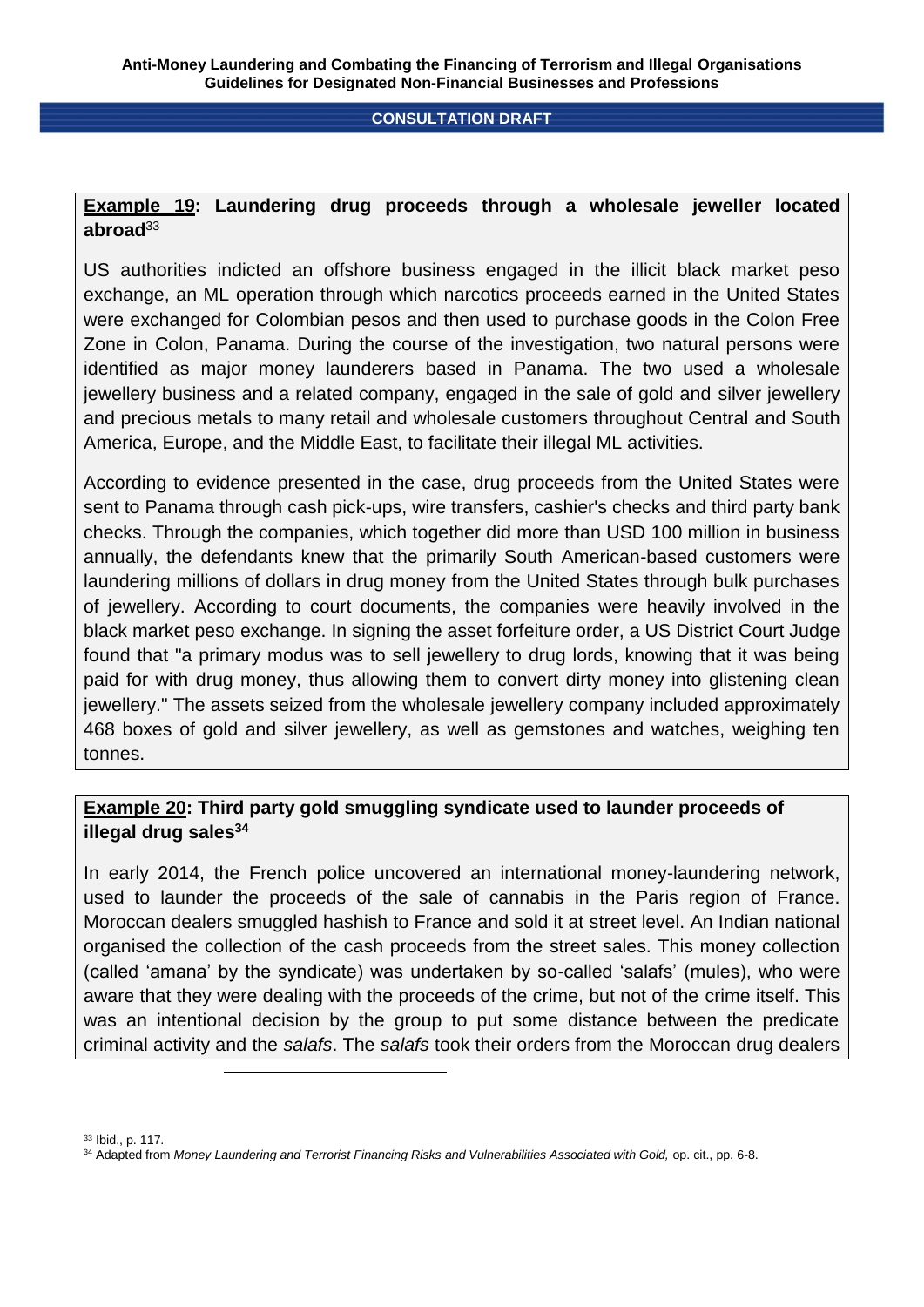**Example 19: Laundering drug proceeds through a wholesale jeweller located abroad**[33]

US authorities indicted an offshore business engaged in the illicit black market peso exchange, an ML operation through which narcotics proceeds earned in the United States were exchanged for Colombian pesos and then used to purchase goods in the Colon Free Zone in Colon, Panama. During the course of the investigation, two natural persons were identified as major money launderers based in Panama. The two used a wholesale jewellery business and a related company, engaged in the sale of gold and silver jewellery and precious metals to many retail and wholesale customers throughout Central and South America, Europe, and the Middle East, to facilitate their illegal ML activities.

According to evidence presented in the case, drug proceeds from the United States were sent to Panama through cash pick-ups, wire transfers, cashier's checks and third party bank checks. Through the companies, which together did more than USD 100 million in business annually, the defendants knew that the primarily South American-based customers were laundering millions of dollars in drug money from the United States through bulk purchases of jewellery. According to court documents, the companies were heavily involved in the black market peso exchange. In signing the asset forfeiture order, a US District Court Judge found that "a primary modus was to sell jewellery to drug lords, knowing that it was being paid for with drug money, thus allowing them to convert dirty money into glistening clean jewellery." The assets seized from the wholesale jewellery company included approximately 468 boxes of gold and silver jewellery, as well as gemstones and watches, weighing ten tonnes.

**Example 20: Third party gold smuggling syndicate used to launder proceeds of illegal drug sales**[34]

In early 2014, the French police uncovered an international money-laundering network, used to launder the proceeds of the sale of cannabis in the Paris region of France. Moroccan dealers smuggled hashish to France and sold it at street level. An Indian national organised the collection of the cash proceeds from the street sales. This money collection (called 'amana' by the syndicate) was undertaken by so-called 'salafs' (mules), who were aware that they were dealing with the proceeds of the crime, but not of the crime itself. This was an intentional decision by the group to put some distance between the predicate criminal activity and the *salafs*. The *salafs* took their orders from the Moroccan drug dealers

[33] Ibid., p. 117.

[34] Adapted from *Money Laundering and Terrorist Financing Risks and Vulnerabilities Associated with Gold,* op. cit., pp. 6-8.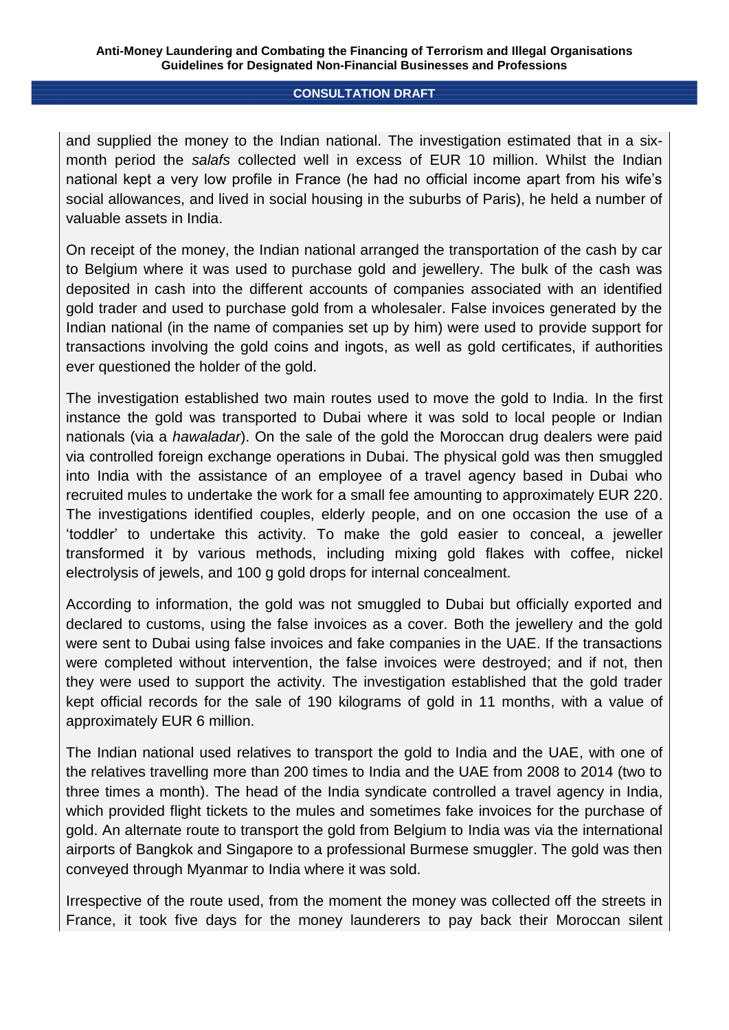and supplied the money to the Indian national. The investigation estimated that in a six-month period the *salafs* collected well in excess of EUR 10 million. Whilst the Indian national kept a very low profile in France (he had no official income apart from his wife's social allowances, and lived in social housing in the suburbs of Paris), he held a number of valuable assets in India.

On receipt of the money, the Indian national arranged the transportation of the cash by car to Belgium where it was used to purchase gold and jewellery. The bulk of the cash was deposited in cash into the different accounts of companies associated with an identified gold trader and used to purchase gold from a wholesaler. False invoices generated by the Indian national (in the name of companies set up by him) were used to provide support for transactions involving the gold coins and ingots, as well as gold certificates, if authorities ever questioned the holder of the gold.

The investigation established two main routes used to move the gold to India. In the first instance the gold was transported to Dubai where it was sold to local people or Indian nationals (via a *hawaladar*). On the sale of the gold the Moroccan drug dealers were paid via controlled foreign exchange operations in Dubai. The physical gold was then smuggled into India with the assistance of an employee of a travel agency based in Dubai who recruited mules to undertake the work for a small fee amounting to approximately EUR 220. The investigations identified couples, elderly people, and on one occasion the use of a 'toddler' to undertake this activity. To make the gold easier to conceal, a jeweller transformed it by various methods, including mixing gold flakes with coffee, nickel electrolysis of jewels, and 100 g gold drops for internal concealment.

According to information, the gold was not smuggled to Dubai but officially exported and declared to customs, using the false invoices as a cover. Both the jewellery and the gold were sent to Dubai using false invoices and fake companies in the UAE. If the transactions were completed without intervention, the false invoices were destroyed; and if not, then they were used to support the activity. The investigation established that the gold trader kept official records for the sale of 190 kilograms of gold in 11 months, with a value of approximately EUR 6 million.

The Indian national used relatives to transport the gold to India and the UAE, with one of the relatives travelling more than 200 times to India and the UAE from 2008 to 2014 (two to three times a month). The head of the India syndicate controlled a travel agency in India, which provided flight tickets to the mules and sometimes fake invoices for the purchase of gold. An alternate route to transport the gold from Belgium to India was via the international airports of Bangkok and Singapore to a professional Burmese smuggler. The gold was then conveyed through Myanmar to India where it was sold.

Irrespective of the route used, from the moment the money was collected off the streets in France, it took five days for the money launderers to pay back their Moroccan silent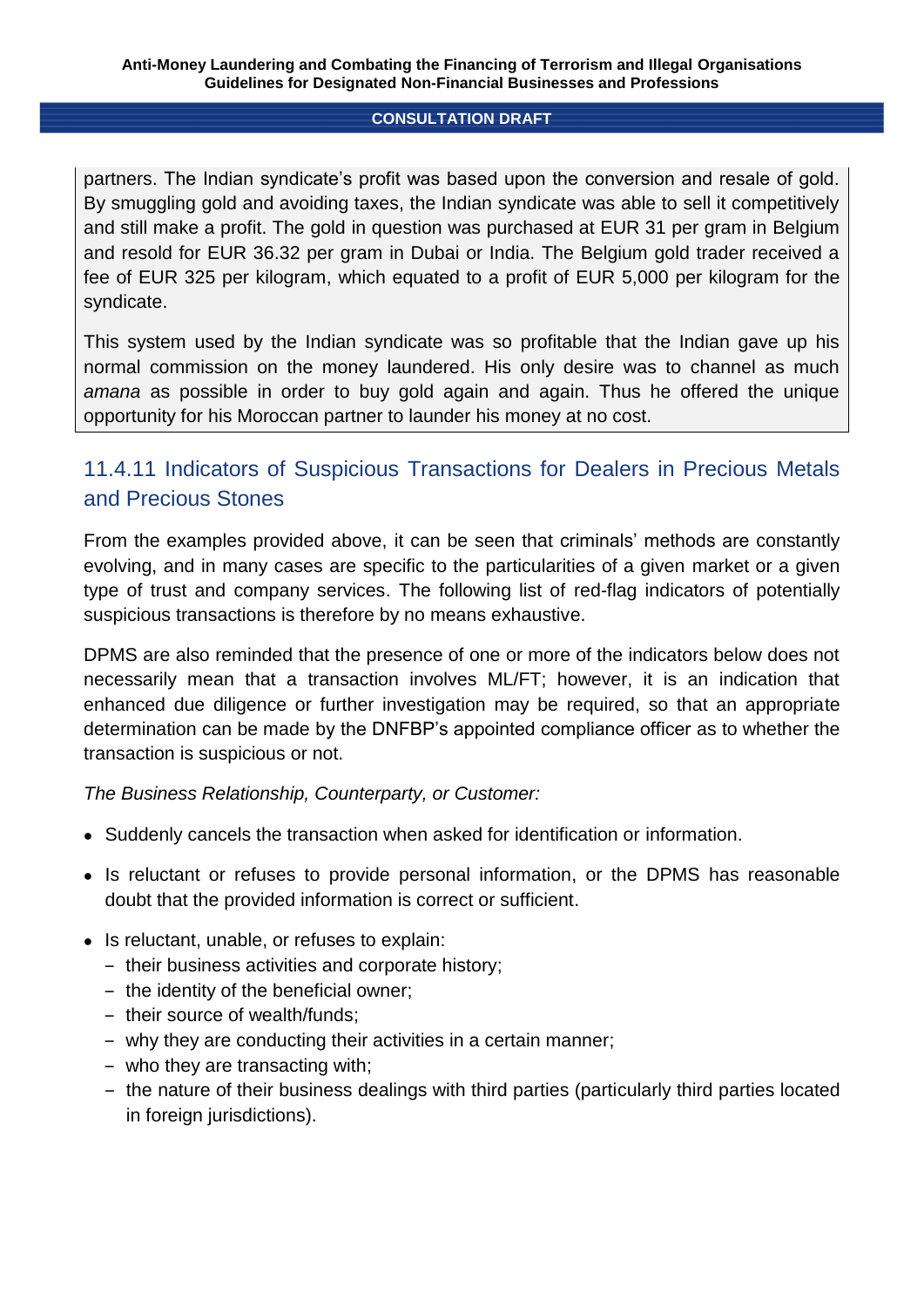partners. The Indian syndicate's profit was based upon the conversion and resale of gold. By smuggling gold and avoiding taxes, the Indian syndicate was able to sell it competitively and still make a profit. The gold in question was purchased at EUR 31 per gram in Belgium and resold for EUR 36.32 per gram in Dubai or India. The Belgium gold trader received a fee of EUR 325 per kilogram, which equated to a profit of EUR 5,000 per kilogram for the syndicate.

This system used by the Indian syndicate was so profitable that the Indian gave up his normal commission on the money laundered. His only desire was to channel as much *amana* as possible in order to buy gold again and again. Thus he offered the unique opportunity for his Moroccan partner to launder his money at no cost.

### 11.4.11 Indicators of Suspicious Transactions for Dealers in Precious Metals and Precious Stones

From the examples provided above, it can be seen that criminals' methods are constantly evolving, and in many cases are specific to the particularities of a given market or a given type of trust and company services. The following list of red-flag indicators of potentially suspicious transactions is therefore by no means exhaustive.

DPMS are also reminded that the presence of one or more of the indicators below does not necessarily mean that a transaction involves ML/FT; however, it is an indication that enhanced due diligence or further investigation may be required, so that an appropriate determination can be made by the DNFBP's appointed compliance officer as to whether the transaction is suspicious or not.

*The Business Relationship, Counterparty, or Customer:*

- Suddenly cancels the transaction when asked for identification or information.
- Is reluctant or refuses to provide personal information, or the DPMS has reasonable doubt that the provided information is correct or sufficient.
- Is reluctant, unable, or refuses to explain:
  - their business activities and corporate history;
  - the identity of the beneficial owner;
  - their source of wealth/funds;
  - why they are conducting their activities in a certain manner;
  - who they are transacting with;
  - the nature of their business dealings with third parties (particularly third parties located in foreign jurisdictions).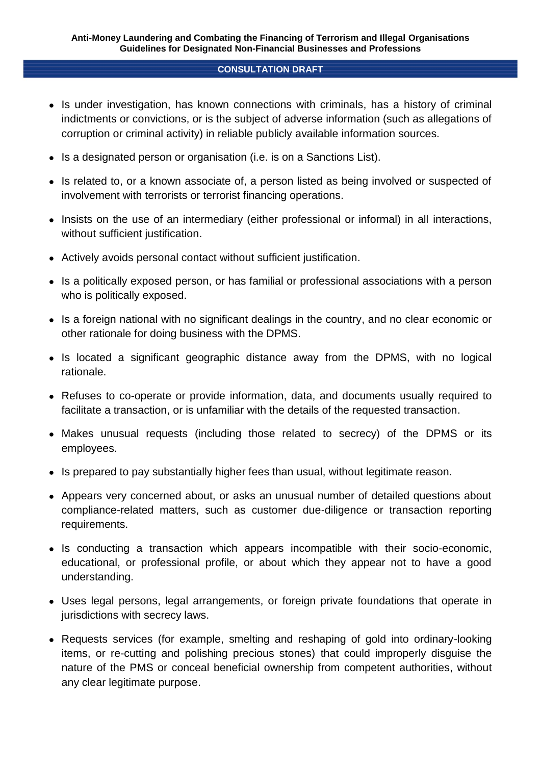- Is under investigation, has known connections with criminals, has a history of criminal indictments or convictions, or is the subject of adverse information (such as allegations of corruption or criminal activity) in reliable publicly available information sources.
- Is a designated person or organisation (i.e. is on a Sanctions List).
- Is related to, or a known associate of, a person listed as being involved or suspected of involvement with terrorists or terrorist financing operations.
- Insists on the use of an intermediary (either professional or informal) in all interactions, without sufficient justification.
- Actively avoids personal contact without sufficient justification.
- Is a politically exposed person, or has familial or professional associations with a person who is politically exposed.
- Is a foreign national with no significant dealings in the country, and no clear economic or other rationale for doing business with the DPMS.
- Is located a significant geographic distance away from the DPMS, with no logical rationale.
- Refuses to co-operate or provide information, data, and documents usually required to facilitate a transaction, or is unfamiliar with the details of the requested transaction.
- Makes unusual requests (including those related to secrecy) of the DPMS or its employees.
- Is prepared to pay substantially higher fees than usual, without legitimate reason.
- Appears very concerned about, or asks an unusual number of detailed questions about compliance-related matters, such as customer due-diligence or transaction reporting requirements.
- Is conducting a transaction which appears incompatible with their socio-economic, educational, or professional profile, or about which they appear not to have a good understanding.
- Uses legal persons, legal arrangements, or foreign private foundations that operate in jurisdictions with secrecy laws.
- Requests services (for example, smelting and reshaping of gold into ordinary-looking items, or re-cutting and polishing precious stones) that could improperly disguise the nature of the PMS or conceal beneficial ownership from competent authorities, without any clear legitimate purpose.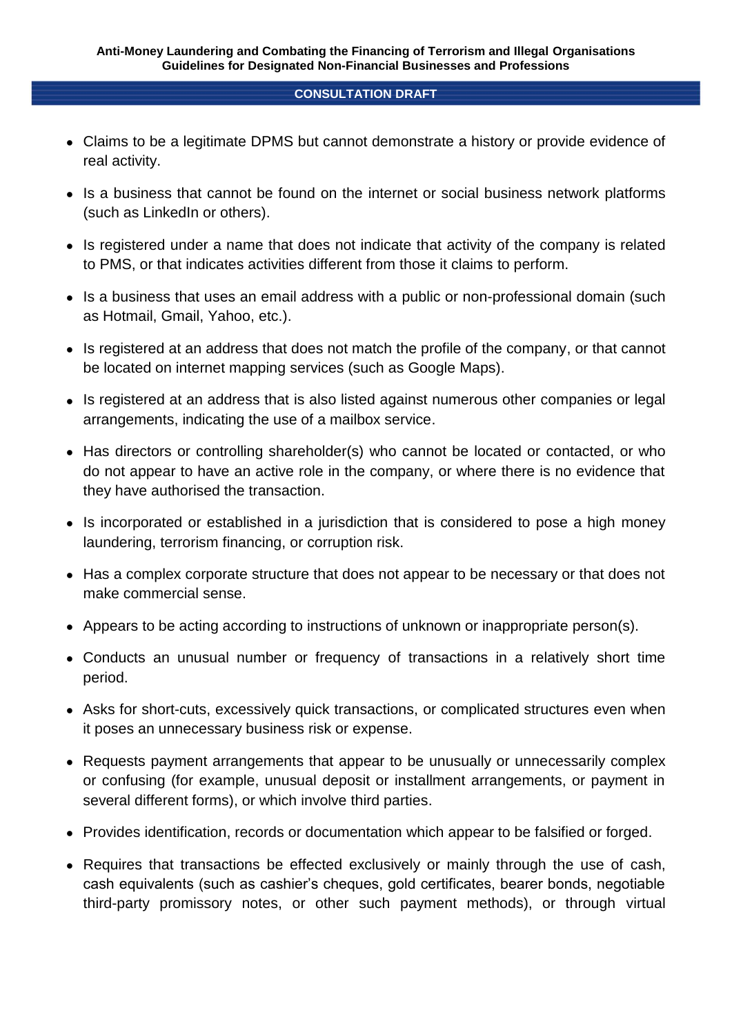- Claims to be a legitimate DPMS but cannot demonstrate a history or provide evidence of real activity.
- Is a business that cannot be found on the internet or social business network platforms (such as LinkedIn or others).
- Is registered under a name that does not indicate that activity of the company is related to PMS, or that indicates activities different from those it claims to perform.
- Is a business that uses an email address with a public or non-professional domain (such as Hotmail, Gmail, Yahoo, etc.).
- Is registered at an address that does not match the profile of the company, or that cannot be located on internet mapping services (such as Google Maps).
- Is registered at an address that is also listed against numerous other companies or legal arrangements, indicating the use of a mailbox service.
- Has directors or controlling shareholder(s) who cannot be located or contacted, or who do not appear to have an active role in the company, or where there is no evidence that they have authorised the transaction.
- Is incorporated or established in a jurisdiction that is considered to pose a high money laundering, terrorism financing, or corruption risk.
- Has a complex corporate structure that does not appear to be necessary or that does not make commercial sense.
- Appears to be acting according to instructions of unknown or inappropriate person(s).
- Conducts an unusual number or frequency of transactions in a relatively short time period.
- Asks for short-cuts, excessively quick transactions, or complicated structures even when it poses an unnecessary business risk or expense.
- Requests payment arrangements that appear to be unusually or unnecessarily complex or confusing (for example, unusual deposit or installment arrangements, or payment in several different forms), or which involve third parties.
- Provides identification, records or documentation which appear to be falsified or forged.
- Requires that transactions be effected exclusively or mainly through the use of cash, cash equivalents (such as cashier's cheques, gold certificates, bearer bonds, negotiable third-party promissory notes, or other such payment methods), or through virtual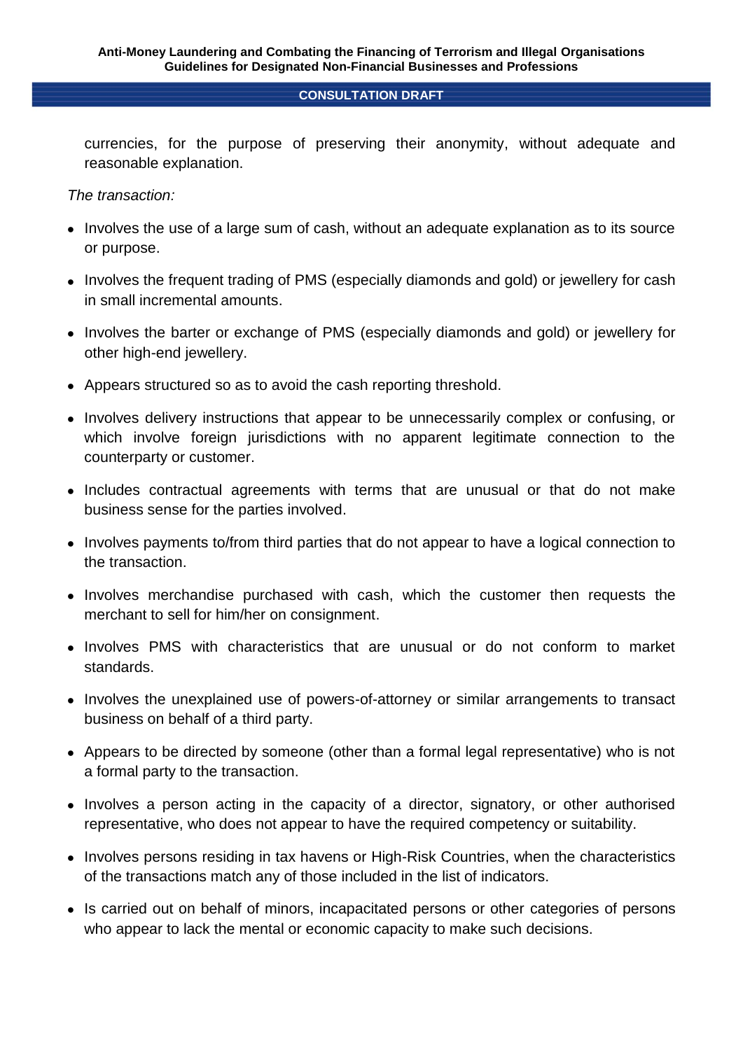currencies, for the purpose of preserving their anonymity, without adequate and reasonable explanation.

*The transaction:*

- Involves the use of a large sum of cash, without an adequate explanation as to its source or purpose.
- Involves the frequent trading of PMS (especially diamonds and gold) or jewellery for cash in small incremental amounts.
- Involves the barter or exchange of PMS (especially diamonds and gold) or jewellery for other high-end jewellery.
- Appears structured so as to avoid the cash reporting threshold.
- Involves delivery instructions that appear to be unnecessarily complex or confusing, or which involve foreign jurisdictions with no apparent legitimate connection to the counterparty or customer.
- Includes contractual agreements with terms that are unusual or that do not make business sense for the parties involved.
- Involves payments to/from third parties that do not appear to have a logical connection to the transaction.
- Involves merchandise purchased with cash, which the customer then requests the merchant to sell for him/her on consignment.
- Involves PMS with characteristics that are unusual or do not conform to market standards.
- Involves the unexplained use of powers-of-attorney or similar arrangements to transact business on behalf of a third party.
- Appears to be directed by someone (other than a formal legal representative) who is not a formal party to the transaction.
- Involves a person acting in the capacity of a director, signatory, or other authorised representative, who does not appear to have the required competency or suitability.
- Involves persons residing in tax havens or High-Risk Countries, when the characteristics of the transactions match any of those included in the list of indicators.
- Is carried out on behalf of minors, incapacitated persons or other categories of persons who appear to lack the mental or economic capacity to make such decisions.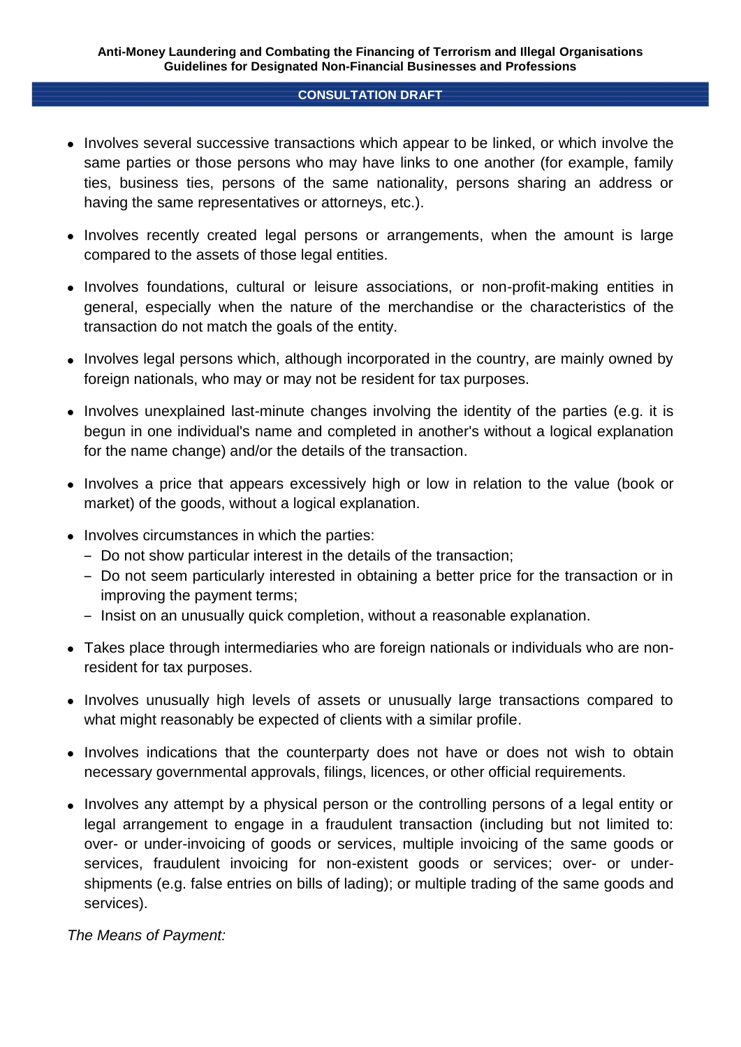- Involves several successive transactions which appear to be linked, or which involve the same parties or those persons who may have links to one another (for example, family ties, business ties, persons of the same nationality, persons sharing an address or having the same representatives or attorneys, etc.).

- Involves recently created legal persons or arrangements, when the amount is large compared to the assets of those legal entities.

- Involves foundations, cultural or leisure associations, or non-profit-making entities in general, especially when the nature of the merchandise or the characteristics of the transaction do not match the goals of the entity.

- Involves legal persons which, although incorporated in the country, are mainly owned by foreign nationals, who may or may not be resident for tax purposes.

- Involves unexplained last-minute changes involving the identity of the parties (e.g. it is begun in one individual's name and completed in another's without a logical explanation for the name change) and/or the details of the transaction.

- Involves a price that appears excessively high or low in relation to the value (book or market) of the goods, without a logical explanation.

- Involves circumstances in which the parties:
  - Do not show particular interest in the details of the transaction;
  - Do not seem particularly interested in obtaining a better price for the transaction or in improving the payment terms;
  - Insist on an unusually quick completion, without a reasonable explanation.

- Takes place through intermediaries who are foreign nationals or individuals who are non-resident for tax purposes.

- Involves unusually high levels of assets or unusually large transactions compared to what might reasonably be expected of clients with a similar profile.

- Involves indications that the counterparty does not have or does not wish to obtain necessary governmental approvals, filings, licences, or other official requirements.

- Involves any attempt by a physical person or the controlling persons of a legal entity or legal arrangement to engage in a fraudulent transaction (including but not limited to: over- or under-invoicing of goods or services, multiple invoicing of the same goods or services, fraudulent invoicing for non-existent goods or services; over- or under-shipments (e.g. false entries on bills of lading); or multiple trading of the same goods and services).

*The Means of Payment:*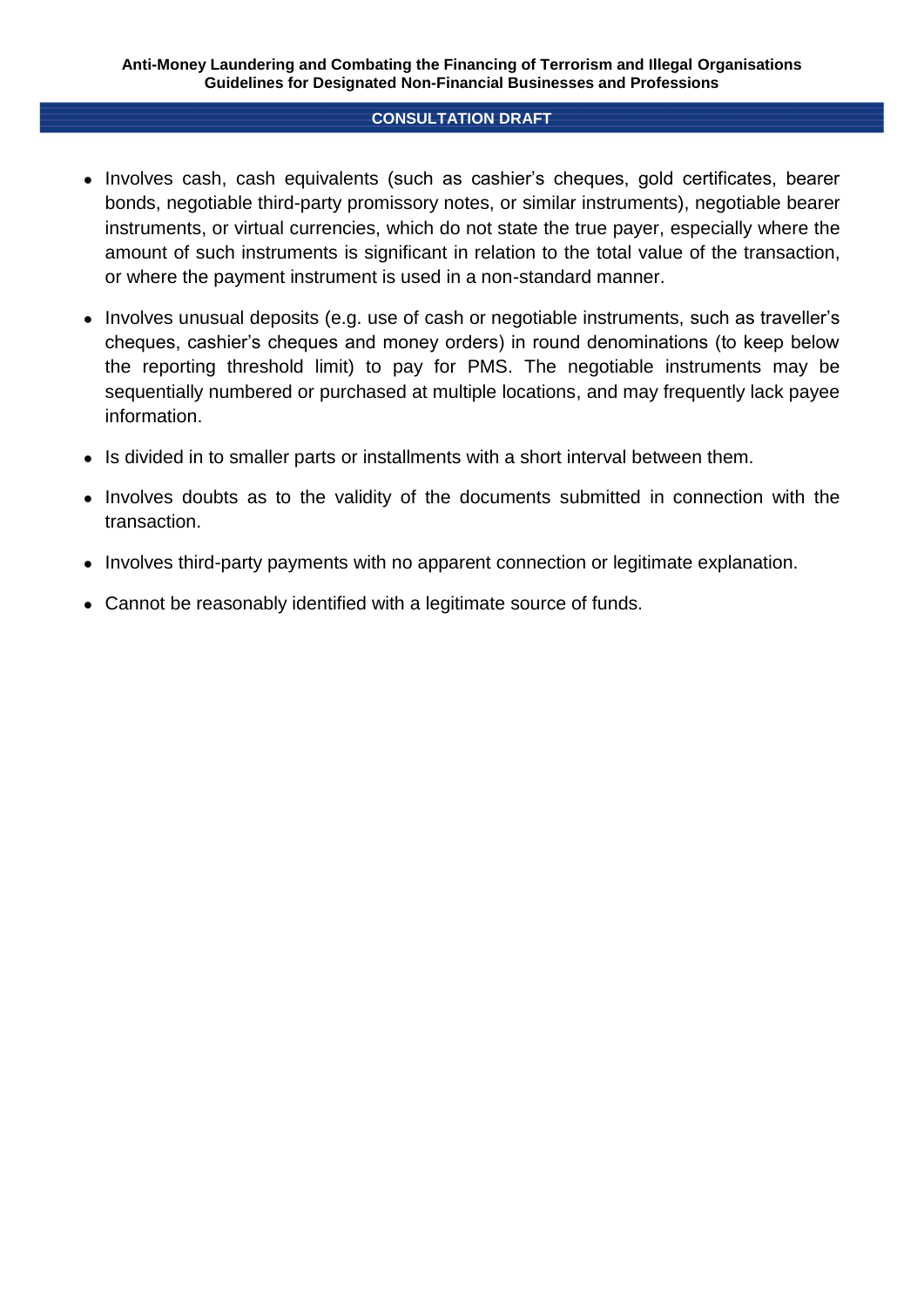- Involves cash, cash equivalents (such as cashier's cheques, gold certificates, bearer bonds, negotiable third-party promissory notes, or similar instruments), negotiable bearer instruments, or virtual currencies, which do not state the true payer, especially where the amount of such instruments is significant in relation to the total value of the transaction, or where the payment instrument is used in a non-standard manner.
- Involves unusual deposits (e.g. use of cash or negotiable instruments, such as traveller's cheques, cashier's cheques and money orders) in round denominations (to keep below the reporting threshold limit) to pay for PMS. The negotiable instruments may be sequentially numbered or purchased at multiple locations, and may frequently lack payee information.
- Is divided in to smaller parts or installments with a short interval between them.
- Involves doubts as to the validity of the documents submitted in connection with the transaction.
- Involves third-party payments with no apparent connection or legitimate explanation.
- Cannot be reasonably identified with a legitimate source of funds.